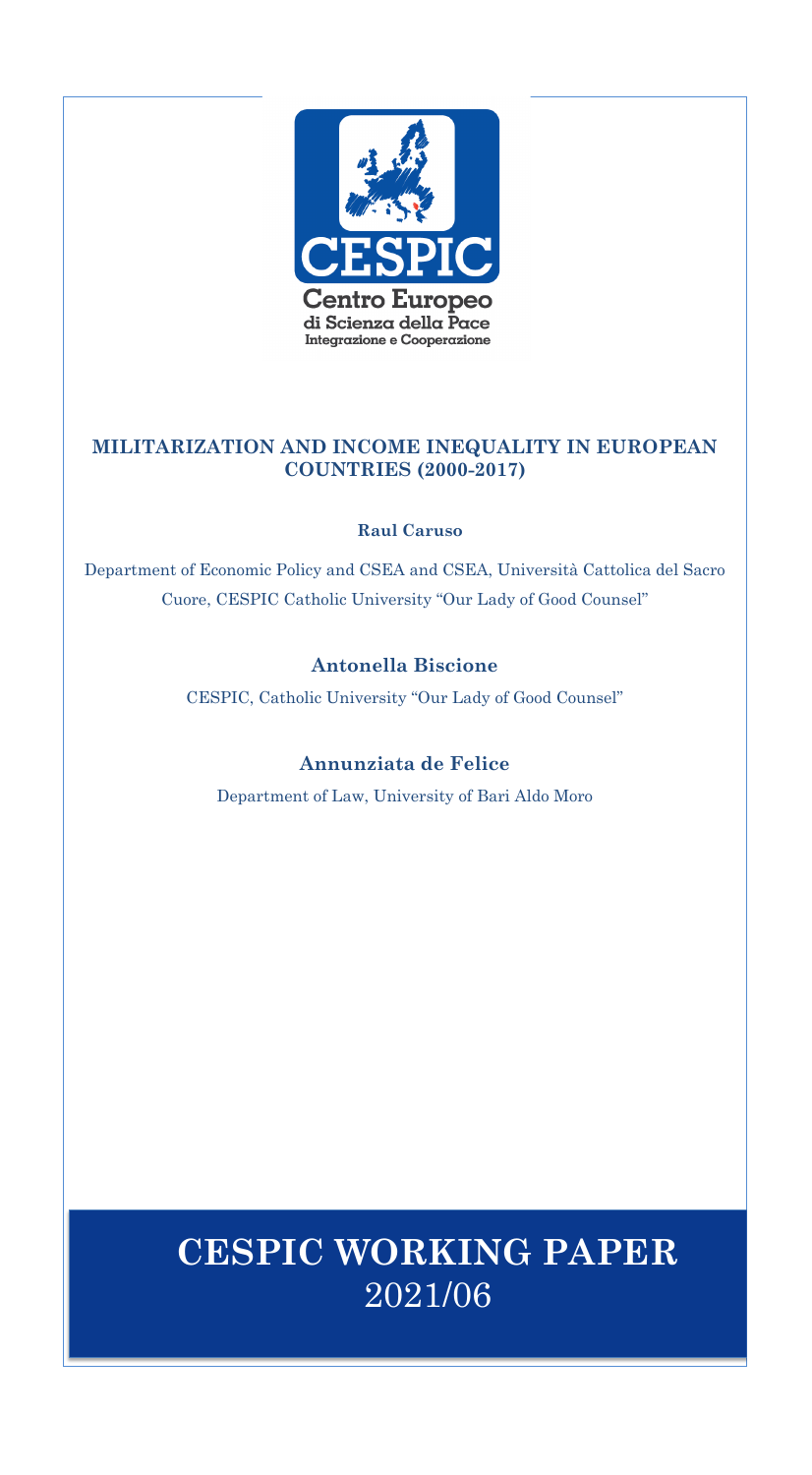**Centro Europeo**
**di Scienza della Pace**
**Integrazione e Cooperazione**

# MILITARIZATION AND INCOME INEQUALITY IN EUROPEAN COUNTRIES (2000-2017)

**Raul Caruso**

Department of Economic Policy and CSEA and CSEA, Università Cattolica del Sacro Cuore, CESPIC Catholic University "Our Lady of Good Counsel"

**Antonella Biscione**

CESPIC, Catholic University "Our Lady of Good Counsel"

**Annunziata de Felice**

Department of Law, University of Bari Aldo Moro

**CESPIC WORKING PAPER**
2021/06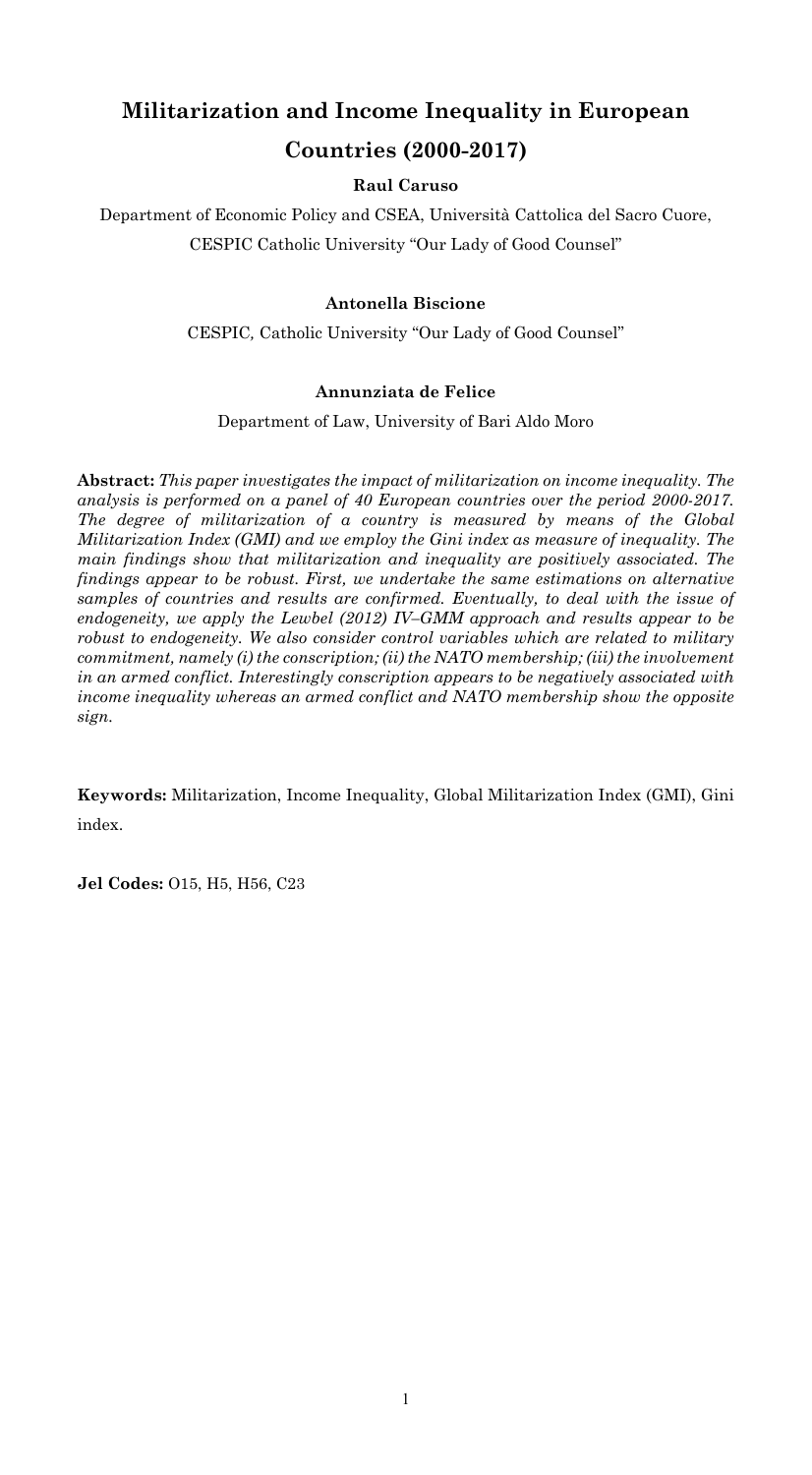# Militarization and Income Inequality in European Countries (2000-2017)

**Raul Caruso**

Department of Economic Policy and CSEA, Università Cattolica del Sacro Cuore,

CESPIC Catholic University "Our Lady of Good Counsel"

**Antonella Biscione**

CESPIC*,* Catholic University "Our Lady of Good Counsel"

**Annunziata de Felice**

Department of Law, University of Bari Aldo Moro

**Abstract:** *This paper investigates the impact of militarization on income inequality. The analysis is performed on a panel of 40 European countries over the period 2000-2017. The degree of militarization of a country is measured by means of the Global Militarization Index (GMI) and we employ the Gini index as measure of inequality. The main findings show that militarization and inequality are positively associated. The findings appear to be robust. First, we undertake the same estimations on alternative samples of countries and results are confirmed. Eventually, to deal with the issue of endogeneity, we apply the Lewbel (2012) IV–GMM approach and results appear to be robust to endogeneity. We also consider control variables which are related to military commitment, namely (i) the conscription; (ii) the NATO membership; (iii) the involvement in an armed conflict. Interestingly conscription appears to be negatively associated with income inequality whereas an armed conflict and NATO membership show the opposite sign.*

**Keywords:** Militarization, Income Inequality, Global Militarization Index (GMI), Gini index.

**Jel Codes:** O15, H5, H56, C23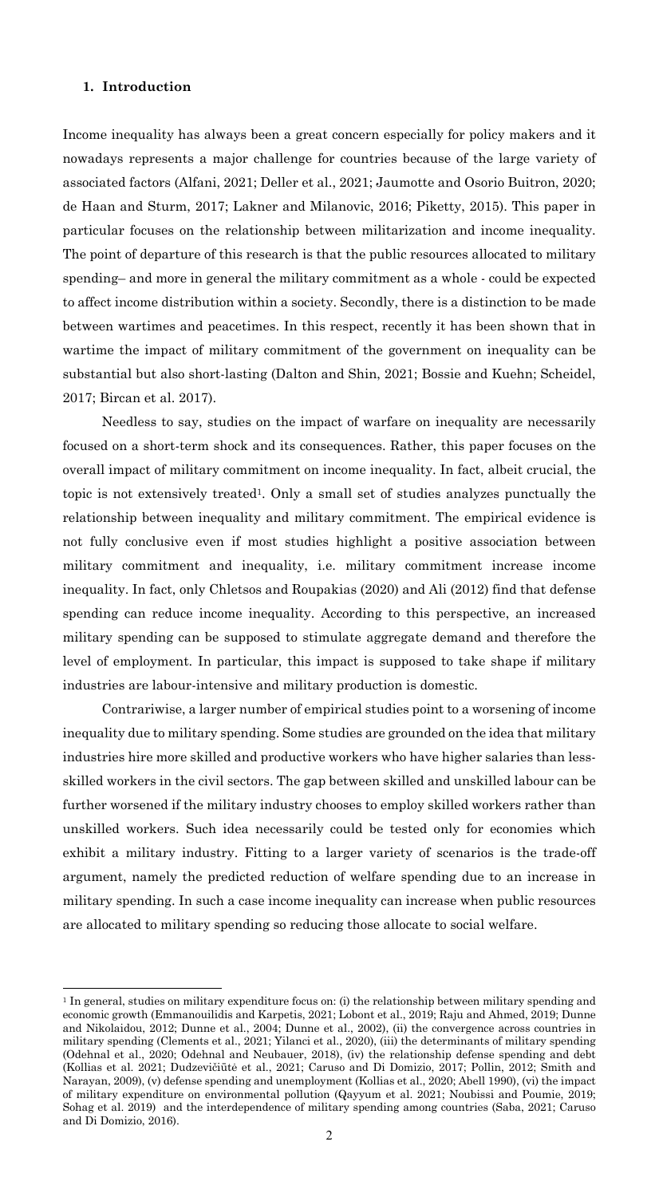## 1. Introduction

Income inequality has always been a great concern especially for policy makers and it nowadays represents a major challenge for countries because of the large variety of associated factors (Alfani, 2021; Deller et al., 2021; Jaumotte and Osorio Buitron, 2020; de Haan and Sturm, 2017; Lakner and Milanovic, 2016; Piketty, 2015). This paper in particular focuses on the relationship between militarization and income inequality. The point of departure of this research is that the public resources allocated to military spending– and more in general the military commitment as a whole - could be expected to affect income distribution within a society. Secondly, there is a distinction to be made between wartimes and peacetimes. In this respect, recently it has been shown that in wartime the impact of military commitment of the government on inequality can be substantial but also short-lasting (Dalton and Shin, 2021; Bossie and Kuehn; Scheidel, 2017; Bircan et al. 2017).

Needless to say, studies on the impact of warfare on inequality are necessarily focused on a short-term shock and its consequences. Rather, this paper focuses on the overall impact of military commitment on income inequality. In fact, albeit crucial, the topic is not extensively treated[1]. Only a small set of studies analyzes punctually the relationship between inequality and military commitment. The empirical evidence is not fully conclusive even if most studies highlight a positive association between military commitment and inequality, i.e. military commitment increase income inequality. In fact, only Chletsos and Roupakias (2020) and Ali (2012) find that defense spending can reduce income inequality. According to this perspective, an increased military spending can be supposed to stimulate aggregate demand and therefore the level of employment. In particular, this impact is supposed to take shape if military industries are labour-intensive and military production is domestic.

Contrariwise, a larger number of empirical studies point to a worsening of income inequality due to military spending. Some studies are grounded on the idea that military industries hire more skilled and productive workers who have higher salaries than less-skilled workers in the civil sectors. The gap between skilled and unskilled labour can be further worsened if the military industry chooses to employ skilled workers rather than unskilled workers. Such idea necessarily could be tested only for economies which exhibit a military industry. Fitting to a larger variety of scenarios is the trade-off argument, namely the predicted reduction of welfare spending due to an increase in military spending. In such a case income inequality can increase when public resources are allocated to military spending so reducing those allocate to social welfare.

[1] In general, studies on military expenditure focus on: (i) the relationship between military spending and economic growth (Emmanouilidis and Karpetis, 2021; Lobont et al., 2019; Raju and Ahmed, 2019; Dunne and Nikolaidou, 2012; Dunne et al., 2004; Dunne et al., 2002), (ii) the convergence across countries in military spending (Clements et al., 2021; Yilanci et al., 2020), (iii) the determinants of military spending (Odehnal et al., 2020; Odehnal and Neubauer, 2018), (iv) the relationship defense spending and debt (Kollias et al. 2021; Dudzevičiūtė et al., 2021; Caruso and Di Domizio, 2017; Pollin, 2012; Smith and Narayan, 2009), (v) defense spending and unemployment (Kollias et al., 2020; Abell 1990), (vi) the impact of military expenditure on environmental pollution (Qayyum et al. 2021; Noubissi and Poumie, 2019; Sohag et al. 2019) and the interdependence of military spending among countries (Saba, 2021; Caruso and Di Domizio, 2016).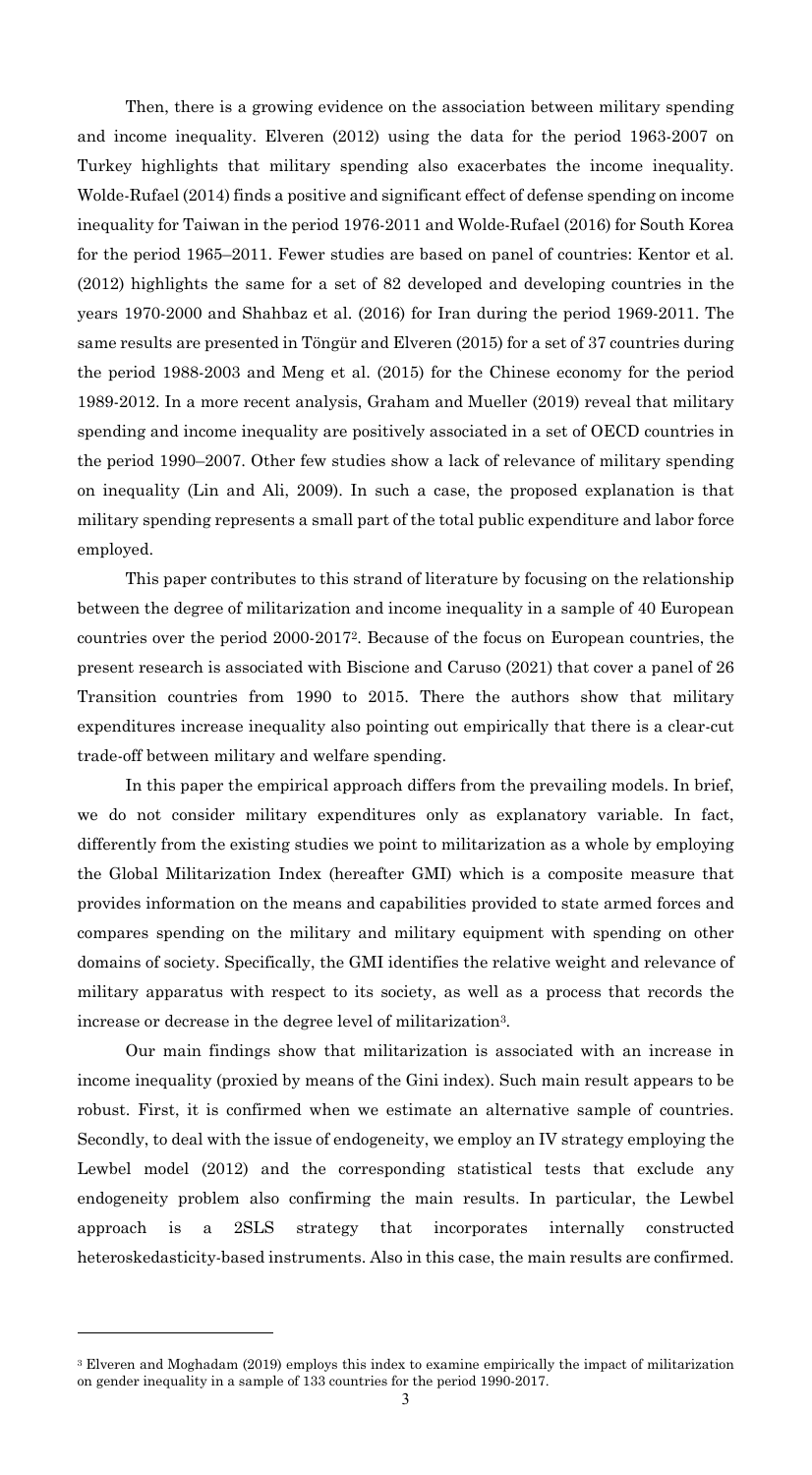Then, there is a growing evidence on the association between military spending and income inequality. Elveren (2012) using the data for the period 1963-2007 on Turkey highlights that military spending also exacerbates the income inequality. Wolde-Rufael (2014) finds a positive and significant effect of defense spending on income inequality for Taiwan in the period 1976-2011 and Wolde-Rufael (2016) for South Korea for the period 1965–2011. Fewer studies are based on panel of countries: Kentor et al. (2012) highlights the same for a set of 82 developed and developing countries in the years 1970-2000 and Shahbaz et al. (2016) for Iran during the period 1969-2011. The same results are presented in Töngür and Elveren (2015) for a set of 37 countries during the period 1988-2003 and Meng et al. (2015) for the Chinese economy for the period 1989-2012. In a more recent analysis, Graham and Mueller (2019) reveal that military spending and income inequality are positively associated in a set of OECD countries in the period 1990–2007. Other few studies show a lack of relevance of military spending on inequality (Lin and Ali, 2009). In such a case, the proposed explanation is that military spending represents a small part of the total public expenditure and labor force employed.

This paper contributes to this strand of literature by focusing on the relationship between the degree of militarization and income inequality in a sample of 40 European countries over the period 2000-2017[2]. Because of the focus on European countries, the present research is associated with Biscione and Caruso (2021) that cover a panel of 26 Transition countries from 1990 to 2015. There the authors show that military expenditures increase inequality also pointing out empirically that there is a clear-cut trade-off between military and welfare spending.

In this paper the empirical approach differs from the prevailing models. In brief, we do not consider military expenditures only as explanatory variable. In fact, differently from the existing studies we point to militarization as a whole by employing the Global Militarization Index (hereafter GMI) which is a composite measure that provides information on the means and capabilities provided to state armed forces and compares spending on the military and military equipment with spending on other domains of society. Specifically, the GMI identifies the relative weight and relevance of military apparatus with respect to its society, as well as a process that records the increase or decrease in the degree level of militarization[3].

Our main findings show that militarization is associated with an increase in income inequality (proxied by means of the Gini index). Such main result appears to be robust. First, it is confirmed when we estimate an alternative sample of countries. Secondly, to deal with the issue of endogeneity, we employ an IV strategy employing the Lewbel model (2012) and the corresponding statistical tests that exclude any endogeneity problem also confirming the main results. In particular, the Lewbel approach is a 2SLS strategy that incorporates internally constructed heteroskedasticity-based instruments. Also in this case, the main results are confirmed.

[3] Elveren and Moghadam (2019) employs this index to examine empirically the impact of militarization on gender inequality in a sample of 133 countries for the period 1990-2017.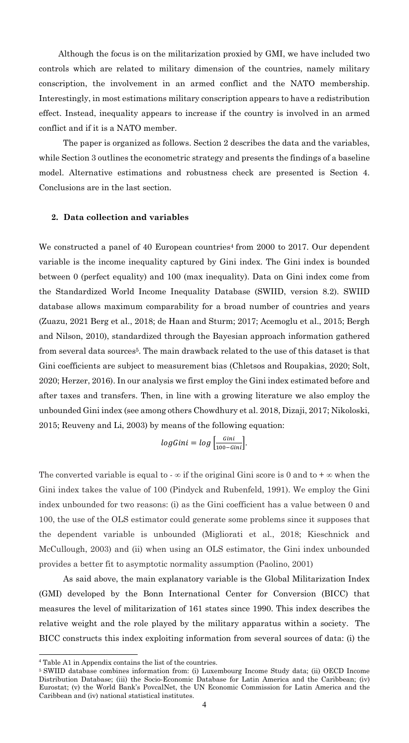Although the focus is on the militarization proxied by GMI, we have included two controls which are related to military dimension of the countries, namely military conscription, the involvement in an armed conflict and the NATO membership. Interestingly, in most estimations military conscription appears to have a redistribution effect. Instead, inequality appears to increase if the country is involved in an armed conflict and if it is a NATO member.

The paper is organized as follows. Section 2 describes the data and the variables, while Section 3 outlines the econometric strategy and presents the findings of a baseline model. Alternative estimations and robustness check are presented is Section 4. Conclusions are in the last section.

## 2. Data collection and variables

We constructed a panel of 40 European countries[4] from 2000 to 2017. Our dependent variable is the income inequality captured by Gini index. The Gini index is bounded between 0 (perfect equality) and 100 (max inequality). Data on Gini index come from the Standardized World Income Inequality Database (SWIID, version 8.2). SWIID database allows maximum comparability for a broad number of countries and years (Zuazu, 2021 Berg et al., 2018; de Haan and Sturm; 2017; Acemoglu et al., 2015; Bergh and Nilson, 2010), standardized through the Bayesian approach information gathered from several data sources[5]. The main drawback related to the use of this dataset is that Gini coefficients are subject to measurement bias (Chletsos and Roupakias, 2020; Solt, 2020; Herzer, 2016). In our analysis we first employ the Gini index estimated before and after taxes and transfers. Then, in line with a growing literature we also employ the unbounded Gini index (see among others Chowdhury et al. 2018, Dizaji, 2017; Nikoloski, 2015; Reuveny and Li, 2003) by means of the following equation:

$$logGini = log\left[\frac{Gini}{100-Gini}\right].$$

The converted variable is equal to $-\infty$ if the original Gini score is 0 and to $+\infty$ when the Gini index takes the value of 100 (Pindyck and Rubenfeld, 1991). We employ the Gini index unbounded for two reasons: (i) as the Gini coefficient has a value between 0 and 100, the use of the OLS estimator could generate some problems since it supposes that the dependent variable is unbounded (Migliorati et al., 2018; Kieschnick and McCullough, 2003) and (ii) when using an OLS estimator, the Gini index unbounded provides a better fit to asymptotic normality assumption (Paolino, 2001)

As said above, the main explanatory variable is the Global Militarization Index (GMI) developed by the Bonn International Center for Conversion (BICC) that measures the level of militarization of 161 states since 1990. This index describes the relative weight and the role played by the military apparatus within a society. The BICC constructs this index exploiting information from several sources of data: (i) the

[4] Table A1 in Appendix contains the list of the countries.

[5] SWIID database combines information from: (i) Luxembourg Income Study data; (ii) OECD Income Distribution Database; (iii) the Socio-Economic Database for Latin America and the Caribbean; (iv) Eurostat; (v) the World Bank's PovcalNet, the UN Economic Commission for Latin America and the Caribbean and (iv) national statistical institutes.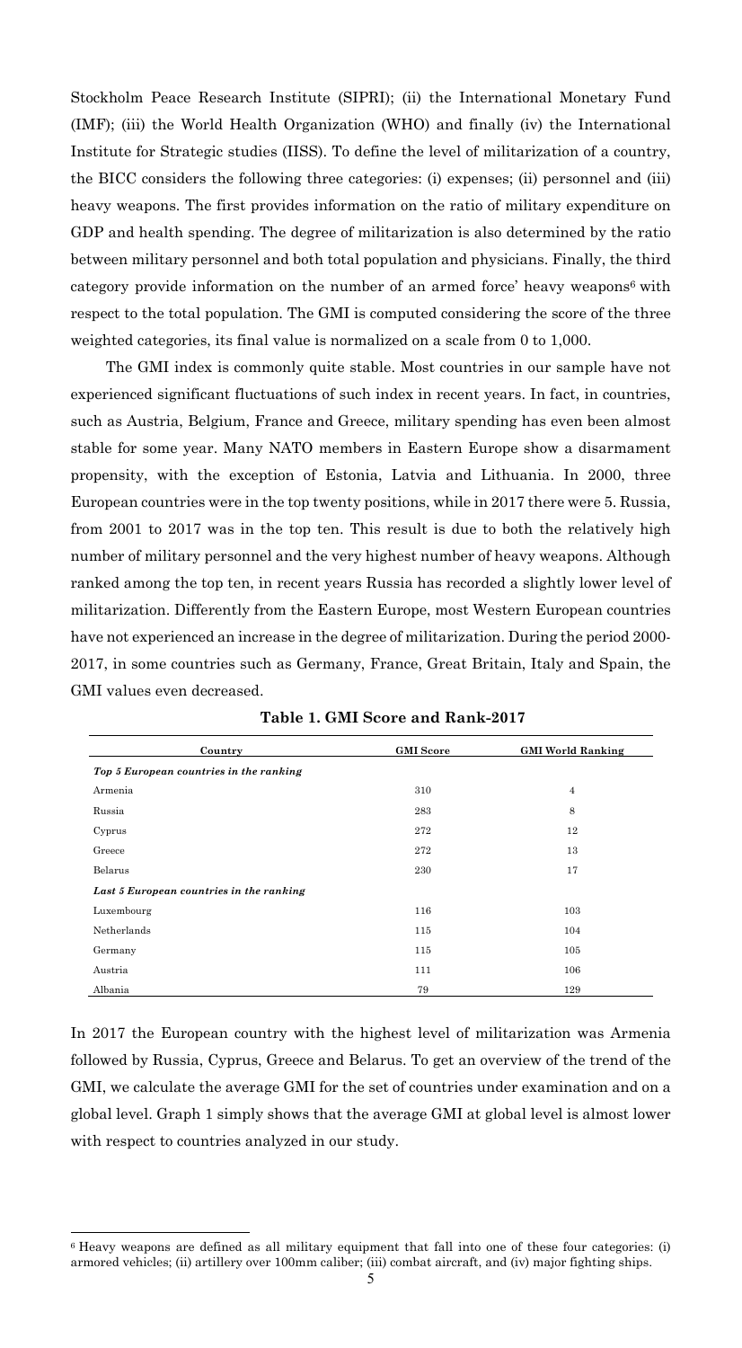Stockholm Peace Research Institute (SIPRI); (ii) the International Monetary Fund (IMF); (iii) the World Health Organization (WHO) and finally (iv) the International Institute for Strategic studies (IISS). To define the level of militarization of a country, the BICC considers the following three categories: (i) expenses; (ii) personnel and (iii) heavy weapons. The first provides information on the ratio of military expenditure on GDP and health spending. The degree of militarization is also determined by the ratio between military personnel and both total population and physicians. Finally, the third category provide information on the number of an armed force' heavy weapons[6] with respect to the total population. The GMI is computed considering the score of the three weighted categories, its final value is normalized on a scale from 0 to 1,000.

The GMI index is commonly quite stable. Most countries in our sample have not experienced significant fluctuations of such index in recent years. In fact, in countries, such as Austria, Belgium, France and Greece, military spending has even been almost stable for some year. Many NATO members in Eastern Europe show a disarmament propensity, with the exception of Estonia, Latvia and Lithuania. In 2000, three European countries were in the top twenty positions, while in 2017 there were 5. Russia, from 2001 to 2017 was in the top ten. This result is due to both the relatively high number of military personnel and the very highest number of heavy weapons. Although ranked among the top ten, in recent years Russia has recorded a slightly lower level of militarization. Differently from the Eastern Europe, most Western European countries have not experienced an increase in the degree of militarization. During the period 2000-2017, in some countries such as Germany, France, Great Britain, Italy and Spain, the GMI values even decreased.

**Table 1. GMI Score and Rank-2017**

| Country | GMI Score | GMI World Ranking |
|---|---|---|
| ***Top 5 European countries in the ranking*** | | |
| Armenia | 310 | 4 |
| Russia | 283 | 8 |
| Cyprus | 272 | 12 |
| Greece | 272 | 13 |
| Belarus | 230 | 17 |
| ***Last 5 European countries in the ranking*** | | |
| Luxembourg | 116 | 103 |
| Netherlands | 115 | 104 |
| Germany | 115 | 105 |
| Austria | 111 | 106 |
| Albania | 79 | 129 |

In 2017 the European country with the highest level of militarization was Armenia followed by Russia, Cyprus, Greece and Belarus. To get an overview of the trend of the GMI, we calculate the average GMI for the set of countries under examination and on a global level. Graph 1 simply shows that the average GMI at global level is almost lower with respect to countries analyzed in our study.

[6] Heavy weapons are defined as all military equipment that fall into one of these four categories: (i) armored vehicles; (ii) artillery over 100mm caliber; (iii) combat aircraft, and (iv) major fighting ships.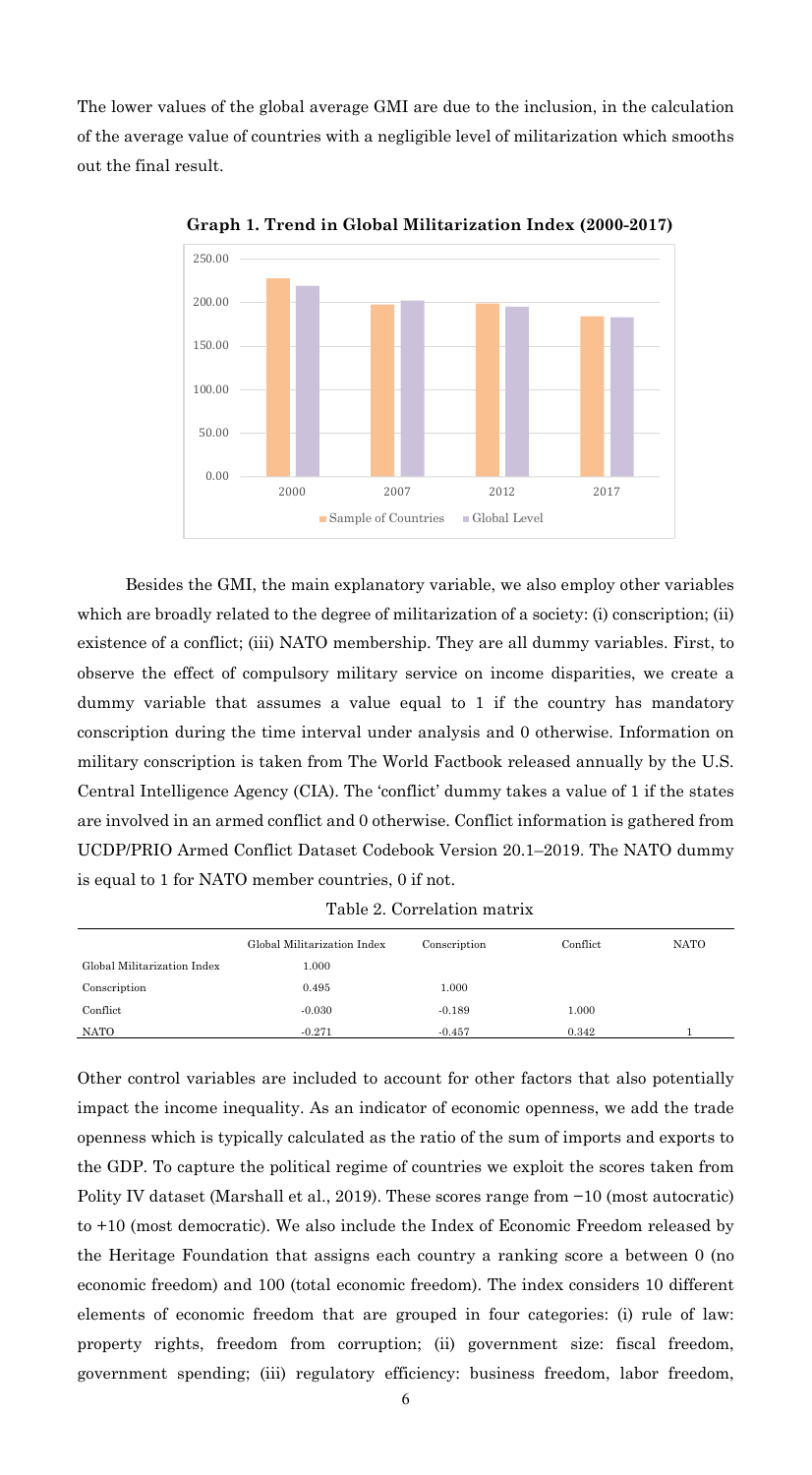The lower values of the global average GMI are due to the inclusion, in the calculation of the average value of countries with a negligible level of militarization which smooths out the final result.

**Graph 1. Trend in Global Militarization Index (2000-2017)**

Besides the GMI, the main explanatory variable, we also employ other variables which are broadly related to the degree of militarization of a society: (i) conscription; (ii) existence of a conflict; (iii) NATO membership. They are all dummy variables. First, to observe the effect of compulsory military service on income disparities, we create a dummy variable that assumes a value equal to 1 if the country has mandatory conscription during the time interval under analysis and 0 otherwise. Information on military conscription is taken from The World Factbook released annually by the U.S. Central Intelligence Agency (CIA). The 'conflict' dummy takes a value of 1 if the states are involved in an armed conflict and 0 otherwise. Conflict information is gathered from UCDP/PRIO Armed Conflict Dataset Codebook Version 20.1–2019. The NATO dummy is equal to 1 for NATO member countries, 0 if not.

Table 2. Correlation matrix

| | Global Militarization Index | Conscription | Conflict | NATO |
|---|---|---|---|---|
| Global Militarization Index | 1.000 | | | |
| Conscription | 0.495 | 1.000 | | |
| Conflict | -0.030 | -0.189 | 1.000 | |
| NATO | -0.271 | -0.457 | 0.342 | 1 |

Other control variables are included to account for other factors that also potentially impact the income inequality. As an indicator of economic openness, we add the trade openness which is typically calculated as the ratio of the sum of imports and exports to the GDP. To capture the political regime of countries we exploit the scores taken from Polity IV dataset (Marshall et al., 2019). These scores range from −10 (most autocratic) to +10 (most democratic). We also include the Index of Economic Freedom released by the Heritage Foundation that assigns each country a ranking score a between 0 (no economic freedom) and 100 (total economic freedom). The index considers 10 different elements of economic freedom that are grouped in four categories: (i) rule of law: property rights, freedom from corruption; (ii) government size: fiscal freedom, government spending; (iii) regulatory efficiency: business freedom, labor freedom,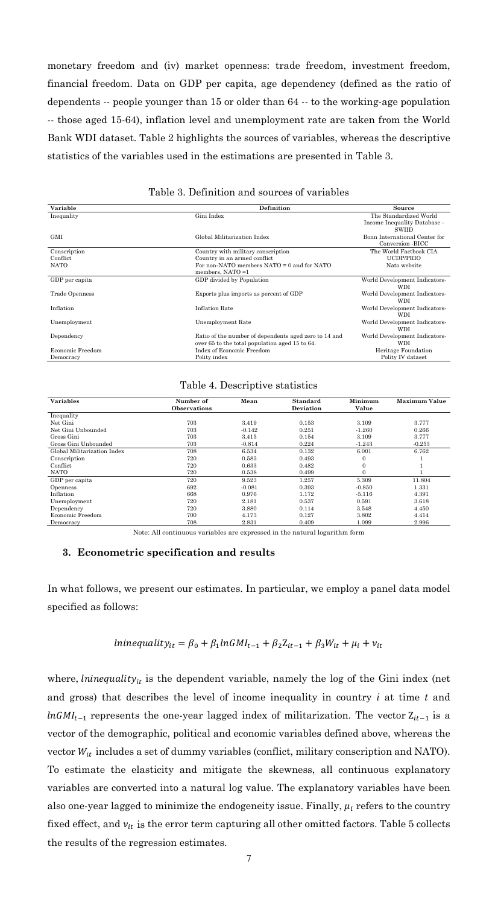monetary freedom and (iv) market openness: trade freedom, investment freedom, financial freedom. Data on GDP per capita, age dependency (defined as the ratio of dependents -- people younger than 15 or older than 64 -- to the working-age population -- those aged 15-64), inflation level and unemployment rate are taken from the World Bank WDI dataset. Table 2 highlights the sources of variables, whereas the descriptive statistics of the variables used in the estimations are presented in Table 3.

Table 3. Definition and sources of variables

| Variable | Definition | Source |
|---|---|---|
| Inequality | Gini Index | The Standardized World Income Inequality Database - SWIID |
| GMI | Global Militarization Index | Bonn International Center for Conversion -BICC |
| Conscription | Country with military conscription | The World Factbook CIA |
| Conflict | Country in an armed conflict | UCDP/PRIO |
| NATO | For non-NATO members NATO = 0 and for NATO members, NATO =1 | Nato website |
| GDP per capita | GDP divided by Population | World Development Indicators-WDI |
| Trade Openness | Exports plus imports as percent of GDP | World Development Indicators-WDI |
| Inflation | Inflation Rate | World Development Indicators-WDI |
| Unemployment | Unemployment Rate | World Development Indicators-WDI |
| Dependency | Ratio of the number of dependents aged zero to 14 and over 65 to the total population aged 15 to 64. | World Development Indicators-WDI |
| Economic Freedom | Index of Economic Freedom | Heritage Foundation |
| Democracy | Polity index | Polity IV dataset |

Table 4. Descriptive statistics

| Variables | Number of Observations | Mean | Standard Deviation | Minimum Value | Maximum Value |
|---|---|---|---|---|---|
| Inequality | | | | | |
| Net Gini | 703 | 3.419 | 0.153 | 3.109 | 3.777 |
| Net Gini Unbounded | 703 | -0.142 | 0.251 | -1.260 | 0.266 |
| Gross Gini | 703 | 3.415 | 0.154 | 3.109 | 3.777 |
| Gross Gini Unbounded | 703 | -0.814 | 0.224 | -1.243 | -0.253 |
| Global Militarization Index | 708 | 6.534 | 0.132 | 6.001 | 6.762 |
| Conscription | 720 | 0.583 | 0.493 | 0 | 1 |
| Conflict | 720 | 0.633 | 0.482 | 0 | 1 |
| NATO | 720 | 0.538 | 0.499 | 0 | 1 |
| GDP per capita | 720 | 9.523 | 1.257 | 5.309 | 11.804 |
| Openness | 692 | -0.081 | 0.393 | -0.850 | 1.331 |
| Inflation | 668 | 0.976 | 1.172 | -5.116 | 4.391 |
| Unemployment | 720 | 2.181 | 0.537 | 0.591 | 3.618 |
| Dependency | 720 | 3.880 | 0.114 | 3.548 | 4.450 |
| Economic Freedom | 700 | 4.173 | 0.127 | 3.802 | 4.414 |
| Democracy | 708 | 2.831 | 0.409 | 1.099 | 2.996 |

Note: All continuous variables are expressed in the natural logarithm form

## 3. Econometric specification and results

In what follows, we present our estimates. In particular, we employ a panel data model specified as follows:

$$lninequality_{it} = \beta_0 + \beta_1 lnGMI_{t-1} + \beta_2 Z_{it-1} + \beta_3 W_{it} + \mu_i + v_{it}$$

where, $lninequality_{it}$ is the dependent variable, namely the log of the Gini index (net and gross) that describes the level of income inequality in country $i$ at time $t$ and $lnGMI_{t-1}$ represents the one-year lagged index of militarization. The vector $Z_{it-1}$ is a vector of the demographic, political and economic variables defined above, whereas the vector $W_{it}$ includes a set of dummy variables (conflict, military conscription and NATO). To estimate the elasticity and mitigate the skewness, all continuous explanatory variables are converted into a natural log value. The explanatory variables have been also one-year lagged to minimize the endogeneity issue. Finally, $\mu_i$ refers to the country fixed effect, and $v_{it}$ is the error term capturing all other omitted factors. Table 5 collects the results of the regression estimates.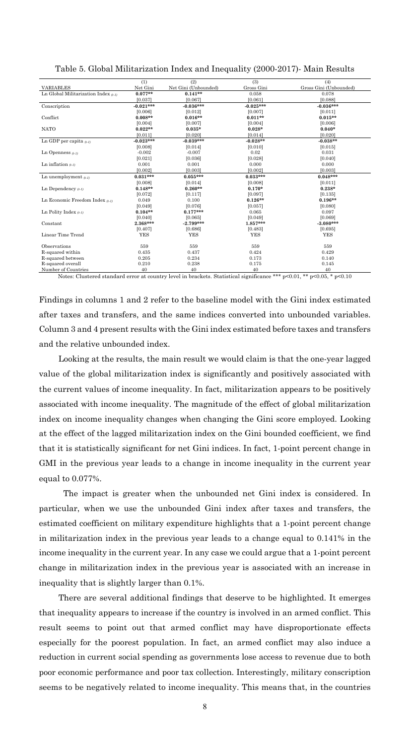Table 5. Global Militarization Index and Inequality (2000-2017)- Main Results

| | (1) | (2) | (3) | (4) |
|---|---|---|---|---|
| VARIABLES | Net Gini | Net Gini (Unbounded) | Gross Gini | Gross Gini (Unbounded) |
| Ln Global Militarization Index $_{(t-1)}$ | **0.077\*\*** | **0.141\*\*** | 0.058 | 0.078 |
| | [0.037] | [0.067] | [0.061] | [0.088] |
| Conscription | **-0.021\*\*\*** | **-0.036\*\*\*** | **-0.025\*\*\*** | **-0.036\*\*\*** |
| | [0.006] | [0.012] | [0.007] | [0.011] |
| Conflict | **0.008\*\*** | **0.016\*\*** | **0.011\*\*** | **0.015\*\*** |
| | [0.004] | [0.007] | [0.004] | [0.006] |
| NATO | **0.022\*\*** | **0.035\*** | **0.028\*** | **0.040\*** |
| | [0.011] | [0.020] | [0.014] | [0.020] |
| Ln GDP per capita $_{(t-1)}$ | **-0.023\*\*\*** | **-0.039\*\*\*** | **-0.028\*\*** | **-0.038\*\*** |
| | [0.008] | [0.014] | [0.010] | [0.015] |
| Ln Openness $_{(t-1)}$ | -0.002 | -0.007 | 0.02 | 0.031 |
| | [0.021] | [0.036] | [0.028] | [0.040] |
| Ln inflation $_{(t-1)}$ | 0.001 | 0.001 | 0.000 | 0.000 |
| | [0.002] | [0.003] | [0.002] | [0.003] |
| Ln unemployment $_{(t-1)}$ | **0.031\*\*\*** | **0.055\*\*\*** | **0.033\*\*\*** | **0.048\*\*\*** |
| | [0.008] | [0.014] | [0.008] | [0.011] |
| Ln Dependency $_{(t-1)}$ | **0.148\*\*** | **0.260\*\*** | **0.170\*** | **0.238\*** |
| | [0.072] | [0.117] | [0.097] | [0.135] |
| Ln Economic Freedom Index $_{(t-1)}$ | 0.049 | 0.100 | **0.126\*\*** | **0.196\*\*** |
| | [0.049] | [0.076] | [0.057] | [0.080] |
| Ln Polity Index $_{(t-1)}$ | **0.104\*\*** | **0.177\*\*\*** | 0.065 | 0.097 |
| | [0.040] | [0.065] | [0.049] | [0.069] |
| Constant | **2.368\*\*\*** | **-2.799\*\*\*** | **1.857\*\*\*** | **-3.080\*\*\*** |
| | [0.407] | [0.686] | [0.483] | [0.695] |
| Linear Time Trend | YES | YES | YES | YES |
| Observations | 559 | 559 | 559 | 559 |
| R-squared within | 0.435 | 0.437 | 0.424 | 0.429 |
| R-squared between | 0.205 | 0.234 | 0.173 | 0.140 |
| R-squared overall | 0.210 | 0.238 | 0.175 | 0.145 |
| Number of Countries | 40 | 40 | 40 | 40 |

Notes: Clustered standard error at country level in brackets. Statistical significance *** p<0.01, ** p<0.05, * p<0.10

Findings in columns 1 and 2 refer to the baseline model with the Gini index estimated after taxes and transfers, and the same indices converted into unbounded variables. Column 3 and 4 present results with the Gini index estimated before taxes and transfers and the relative unbounded index.

Looking at the results, the main result we would claim is that the one-year lagged value of the global militarization index is significantly and positively associated with the current values of income inequality. In fact, militarization appears to be positively associated with income inequality. The magnitude of the effect of global militarization index on income inequality changes when changing the Gini score employed. Looking at the effect of the lagged militarization index on the Gini bounded coefficient, we find that it is statistically significant for net Gini indices. In fact, 1-point percent change in GMI in the previous year leads to a change in income inequality in the current year equal to 0.077%.

The impact is greater when the unbounded net Gini index is considered. In particular, when we use the unbounded Gini index after taxes and transfers, the estimated coefficient on military expenditure highlights that a 1-point percent change in militarization index in the previous year leads to a change equal to 0.141% in the income inequality in the current year. In any case we could argue that a 1-point percent change in militarization index in the previous year is associated with an increase in inequality that is slightly larger than 0.1%.

There are several additional findings that deserve to be highlighted. It emerges that inequality appears to increase if the country is involved in an armed conflict. This result seems to point out that armed conflict may have disproportionate effects especially for the poorest population. In fact, an armed conflict may also induce a reduction in current social spending as governments lose access to revenue due to both poor economic performance and poor tax collection. Interestingly, military conscription seems to be negatively related to income inequality. This means that, in the countries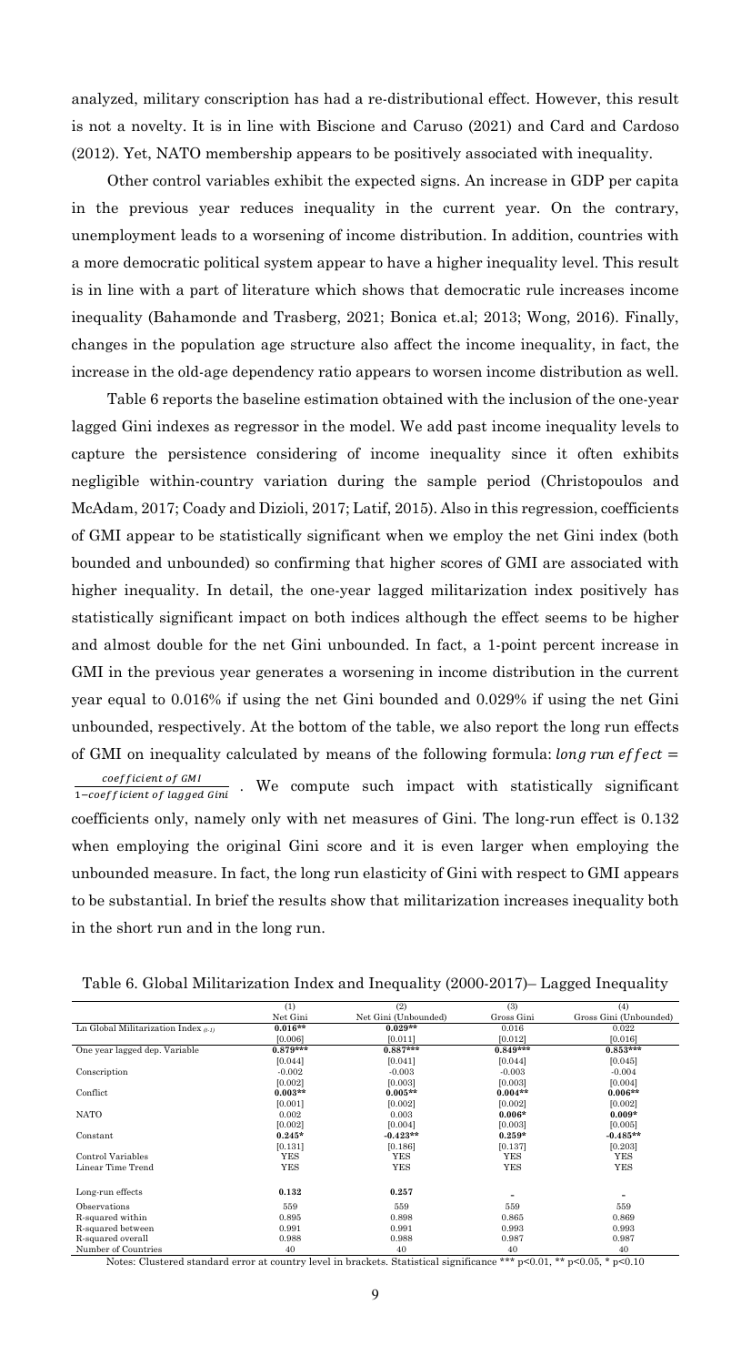analyzed, military conscription has had a re-distributional effect. However, this result is not a novelty. It is in line with Biscione and Caruso (2021) and Card and Cardoso (2012). Yet, NATO membership appears to be positively associated with inequality.

Other control variables exhibit the expected signs. An increase in GDP per capita in the previous year reduces inequality in the current year. On the contrary, unemployment leads to a worsening of income distribution. In addition, countries with a more democratic political system appear to have a higher inequality level. This result is in line with a part of literature which shows that democratic rule increases income inequality (Bahamonde and Trasberg, 2021; Bonica et.al; 2013; Wong, 2016). Finally, changes in the population age structure also affect the income inequality, in fact, the increase in the old-age dependency ratio appears to worsen income distribution as well.

Table 6 reports the baseline estimation obtained with the inclusion of the one-year lagged Gini indexes as regressor in the model. We add past income inequality levels to capture the persistence considering of income inequality since it often exhibits negligible within-country variation during the sample period (Christopoulos and McAdam, 2017; Coady and Dizioli, 2017; Latif, 2015). Also in this regression, coefficients of GMI appear to be statistically significant when we employ the net Gini index (both bounded and unbounded) so confirming that higher scores of GMI are associated with higher inequality. In detail, the one-year lagged militarization index positively has statistically significant impact on both indices although the effect seems to be higher and almost double for the net Gini unbounded. In fact, a 1-point percent increase in GMI in the previous year generates a worsening in income distribution in the current year equal to 0.016% if using the net Gini bounded and 0.029% if using the net Gini unbounded, respectively. At the bottom of the table, we also report the long run effects of GMI on inequality calculated by means of the following formula: $long\ run\ effect = \frac{coefficient\ of\ GMI}{1 - coefficient\ of\ lagged\ Gini}$ . We compute such impact with statistically significant coefficients only, namely only with net measures of Gini. The long-run effect is 0.132 when employing the original Gini score and it is even larger when employing the unbounded measure. In fact, the long run elasticity of Gini with respect to GMI appears to be substantial. In brief the results show that militarization increases inequality both in the short run and in the long run.

Table 6. Global Militarization Index and Inequality (2000-2017)– Lagged Inequality

| | (1) | (2) | (3) | (4) |
|---|---|---|---|---|
| | Net Gini | Net Gini (Unbounded) | Gross Gini | Gross Gini (Unbounded) |
| Ln Global Militarization Index $_{(t-1)}$ | **0.016\*\*** | **0.029\*\*** | 0.016 | 0.022 |
| | [0.006] | [0.011] | [0.012] | [0.016] |
| One year lagged dep. Variable | **0.879\*\*\*** | **0.887\*\*\*** | **0.849\*\*\*** | **0.853\*\*\*** |
| | [0.044] | [0.041] | [0.044] | [0.045] |
| Conscription | -0.002 | -0.003 | -0.003 | -0.004 |
| | [0.002] | [0.003] | [0.003] | [0.004] |
| Conflict | **0.003\*\*** | **0.005\*\*** | **0.004\*\*** | **0.006\*\*** |
| | [0.001] | [0.002] | [0.002] | [0.002] |
| NATO | 0.002 | 0.003 | **0.006\*** | **0.009\*** |
| | [0.002] | [0.004] | [0.003] | [0.005] |
| Constant | **0.245\*** | **-0.423\*\*** | **0.259\*** | **-0.485\*\*** |
| | [0.131] | [0.186] | [0.137] | [0.203] |
| Control Variables | YES | YES | YES | YES |
| Linear Time Trend | YES | YES | YES | YES |
| Long-run effects | **0.132** | **0.257** | - | - |
| Observations | 559 | 559 | 559 | 559 |
| R-squared within | 0.895 | 0.898 | 0.865 | 0.869 |
| R-squared between | 0.991 | 0.991 | 0.993 | 0.993 |
| R-squared overall | 0.988 | 0.988 | 0.987 | 0.987 |
| Number of Countries | 40 | 40 | 40 | 40 |

Notes: Clustered standard error at country level in brackets. Statistical significance \*\*\* p<0.01, \*\* p<0.05, \* p<0.10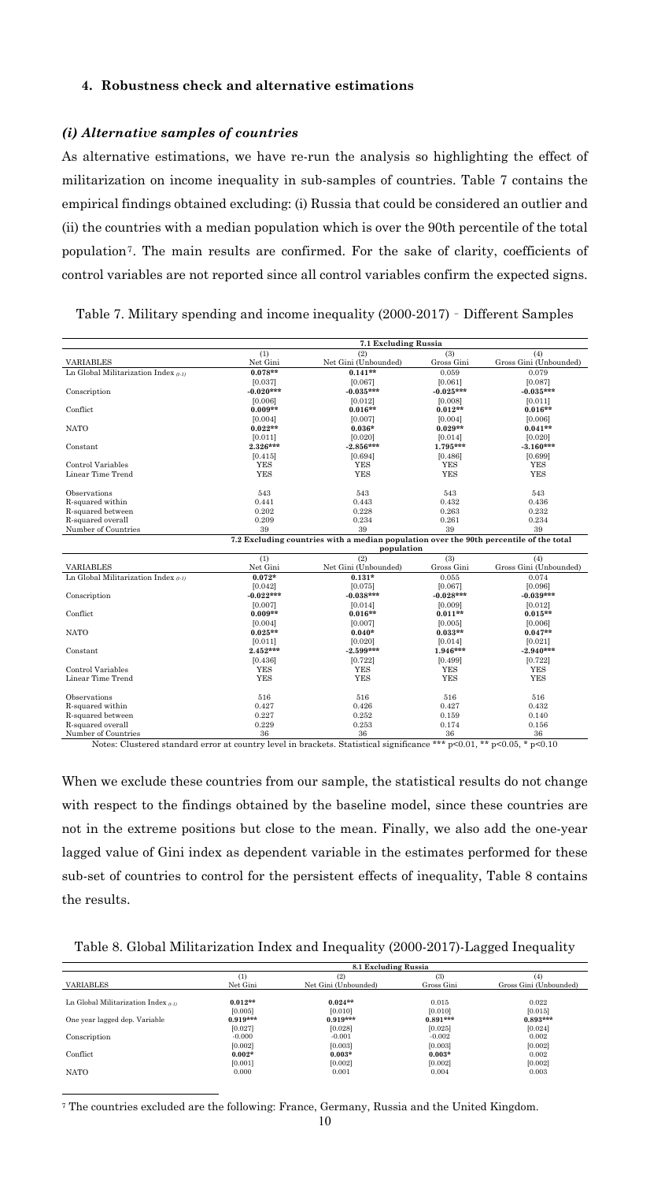### 4. Robustness check and alternative estimations

#### *(i) Alternative samples of countries*

As alternative estimations, we have re-run the analysis so highlighting the effect of militarization on income inequality in sub-samples of countries. Table 7 contains the empirical findings obtained excluding: (i) Russia that could be considered an outlier and (ii) the countries with a median population which is over the 90th percentile of the total population[7]. The main results are confirmed. For the sake of clarity, coefficients of control variables are not reported since all control variables confirm the expected signs.

Table 7. Military spending and income inequality (2000-2017) - Different Samples

| | 7.1 Excluding Russia | | | |
|---|---|---|---|---|
| | (1) | (2) | (3) | (4) |
| VARIABLES | Net Gini | Net Gini (Unbounded) | Gross Gini | Gross Gini (Unbounded) |
| Ln Global Militarization Index $_{(t-1)}$ | **0.078\*\*** | **0.141\*\*** | 0.059 | 0.079 |
| | [0.037] | [0.067] | [0.061] | [0.087] |
| Conscription | **-0.020\*\*\*** | **-0.035\*\*\*** | **-0.025\*\*\*** | **-0.035\*\*\*** |
| | [0.006] | [0.012] | [0.008] | [0.011] |
| Conflict | **0.009\*\*** | **0.016\*\*** | **0.012\*\*** | **0.016\*\*** |
| | [0.004] | [0.007] | [0.004] | [0.006] |
| NATO | **0.022\*\*** | **0.036\*** | **0.029\*\*** | **0.041\*\*** |
| | [0.011] | [0.020] | [0.014] | [0.020] |
| Constant | **2.326\*\*\*** | **-2.856\*\*\*** | **1.795\*\*\*** | **-3.160\*\*\*** |
| | [0.415] | [0.694] | [0.486] | [0.699] |
| Control Variables | YES | YES | YES | YES |
| Linear Time Trend | YES | YES | YES | YES |
| Observations | 543 | 543 | 543 | 543 |
| R-squared within | 0.441 | 0.443 | 0.432 | 0.436 |
| R-squared between | 0.202 | 0.228 | 0.263 | 0.232 |
| R-squared overall | 0.209 | 0.234 | 0.261 | 0.234 |
| Number of Countries | 39 | 39 | 39 | 39 |
| | 7.2 Excluding countries with a median population over the 90th percentile of the total population | | | |
| | (1) | (2) | (3) | (4) |
| VARIABLES | Net Gini | Net Gini (Unbounded) | Gross Gini | Gross Gini (Unbounded) |
| Ln Global Militarization Index $_{(t-1)}$ | **0.072\*** | **0.131\*** | 0.055 | 0.074 |
| | [0.042] | [0.075] | [0.067] | [0.096] |
| Conscription | **-0.022\*\*\*** | **-0.038\*\*\*** | **-0.028\*\*\*** | **-0.039\*\*\*** |
| | [0.007] | [0.014] | [0.009] | [0.012] |
| Conflict | **0.009\*\*** | **0.016\*\*** | **0.011\*\*** | **0.015\*\*** |
| | [0.004] | [0.007] | [0.005] | [0.006] |
| NATO | **0.025\*\*** | **0.040\*** | **0.033\*\*** | **0.047\*\*** |
| | [0.011] | [0.020] | [0.014] | [0.021] |
| Constant | **2.453\*\*\*** | **-2.599\*\*\*** | **1.946\*\*\*** | **-2.940\*\*\*** |
| | [0.436] | [0.722] | [0.499] | [0.722] |
| Control Variables | YES | YES | YES | YES |
| Linear Time Trend | YES | YES | YES | YES |
| Observations | 516 | 516 | 516 | 516 |
| R-squared within | 0.427 | 0.426 | 0.427 | 0.432 |
| R-squared between | 0.227 | 0.252 | 0.159 | 0.140 |
| R-squared overall | 0.229 | 0.253 | 0.174 | 0.156 |
| Number of Countries | 36 | 36 | 36 | 36 |

Notes: Clustered standard error at country level in brackets. Statistical significance \*\*\* $p<0.01$, \*\* $p<0.05$, \* $p<0.10$

When we exclude these countries from our sample, the statistical results do not change with respect to the findings obtained by the baseline model, since these countries are not in the extreme positions but close to the mean. Finally, we also add the one-year lagged value of Gini index as dependent variable in the estimates performed for these sub-set of countries to control for the persistent effects of inequality, Table 8 contains the results.

Table 8. Global Militarization Index and Inequality (2000-2017)-Lagged Inequality

| | 8.1 Excluding Russia | | | |
|---|---|---|---|---|
| | (1) | (2) | (3) | (4) |
| VARIABLES | Net Gini | Net Gini (Unbounded) | Gross Gini | Gross Gini (Unbounded) |
| Ln Global Militarization Index $_{(t-1)}$ | **0.012\*\*** | **0.024\*\*** | 0.015 | 0.022 |
| | [0.005] | [0.010] | [0.010] | [0.015] |
| One year lagged dep. Variable | **0.919\*\*\*** | **0.919\*\*\*** | **0.891\*\*\*** | **0.893\*\*\*** |
| | [0.027] | [0.028] | [0.025] | [0.024] |
| Conscription | -0.000 | -0.001 | -0.002 | 0.002 |
| | [0.002] | [0.003] | [0.003] | [0.002] |
| Conflict | **0.002\*** | **0.003\*** | **0.003\*** | 0.002 |
| | [0.001] | [0.002] | [0.002] | [0.002] |
| NATO | 0.000 | 0.001 | 0.004 | 0.003 |

[7] The countries excluded are the following: France, Germany, Russia and the United Kingdom.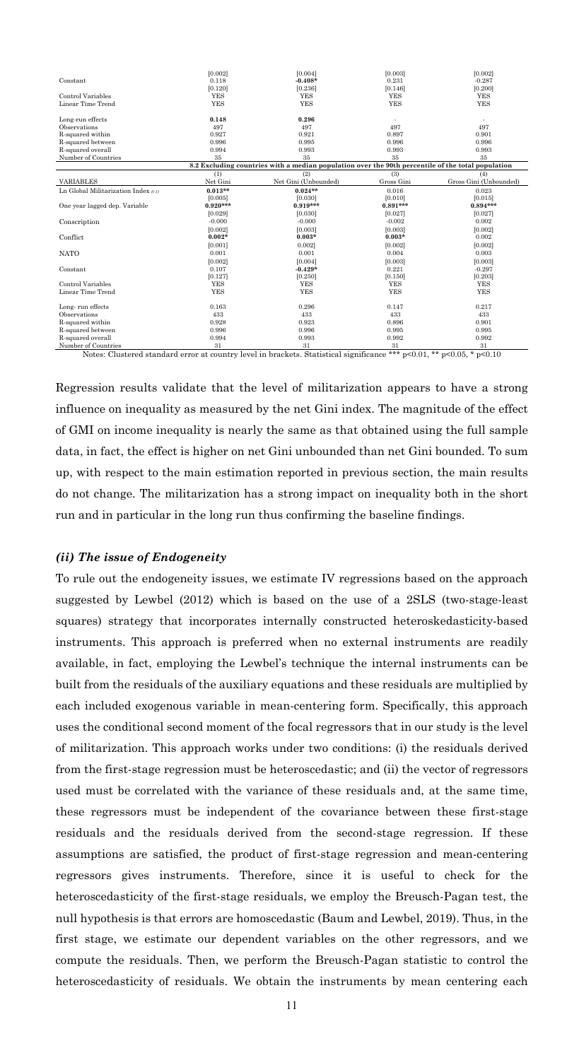| | | | | |
|---|---|---|---|---|
| | [0.002] | [0.004] | [0.003] | [0.002] |
| Constant | 0.118 | **-0.408*** | 0.231 | -0.287 |
| | [0.120] | [0.236] | [0.146] | [0.200] |
| Control Variables | YES | YES | YES | YES |
| Linear Time Trend | YES | YES | YES | YES |
| Long-run effects | **0.148** | **0.296** | - | - |
| Observations | 497 | 497 | 497 | 497 |
| R-squared within | 0.927 | 0.921 | 0.897 | 0.901 |
| R-squared between | 0.996 | 0.995 | 0.996 | 0.996 |
| R-squared overall | 0.994 | 0.993 | 0.993 | 0.993 |
| Number of Countries | 35 | 35 | 35 | 35 |
| | **8.2 Excluding countries with a median population over the 90th percentile of the total population** | | | |
| | (1) | (2) | (3) | (4) |
| VARIABLES | Net Gini | Net Gini (Unbounded) | Gross Gini | Gross Gini (Unbounded) |
| Ln Global Militarization Index $_{(t-1)}$ | **0.013**** | **0.024**** | 0.016 | 0.023 |
| | [0.005] | [0.030] | [0.010] | [0.015] |
| One year lagged dep. Variable | **0.920***** | **0.919***** | **0.891***** | **0.894***** |
| | [0.029] | [0.030] | [0.027] | [0.027] |
| Conscription | -0.000 | -0.000 | -0.002 | 0.002 |
| | [0.002] | [0.003] | [0.003] | [0.002] |
| Conflict | **0.002*** | **0.003*** | **0.003*** | 0.002 |
| | [0.001] | 0.002] | [0.002] | [0.002] |
| NATO | 0.001 | 0.001 | 0.004 | 0.003 |
| | [0.002] | [0.004] | [0.003] | [0.003] |
| Constant | 0.107 | **-0.429*** | 0.221 | -0.297 |
| | [0.127] | [0.250] | [0.150] | [0.203] |
| Control Variables | YES | YES | YES | YES |
| Linear Time Trend | YES | YES | YES | YES |
| Long- run effects | 0.163 | 0.296 | 0.147 | 0.217 |
| Observations | 433 | 433 | 433 | 433 |
| R-squared within | 0.928 | 0.923 | 0.896 | 0.901 |
| R-squared between | 0.996 | 0.996 | 0.995 | 0.995 |
| R-squared overall | 0.994 | 0.993 | 0.992 | 0.992 |
| Number of Countries | 31 | 31 | 31 | 31 |

Notes: Clustered standard error at country level in brackets. Statistical significance *** p<0.01, ** p<0.05, * p<0.10

Regression results validate that the level of militarization appears to have a strong influence on inequality as measured by the net Gini index. The magnitude of the effect of GMI on income inequality is nearly the same as that obtained using the full sample data, in fact, the effect is higher on net Gini unbounded than net Gini bounded. To sum up, with respect to the main estimation reported in previous section, the main results do not change. The militarization has a strong impact on inequality both in the short run and in particular in the long run thus confirming the baseline findings.

### *(ii) The issue of Endogeneity*

To rule out the endogeneity issues, we estimate IV regressions based on the approach suggested by Lewbel (2012) which is based on the use of a 2SLS (two-stage-least squares) strategy that incorporates internally constructed heteroskedasticity-based instruments. This approach is preferred when no external instruments are readily available, in fact, employing the Lewbel's technique the internal instruments can be built from the residuals of the auxiliary equations and these residuals are multiplied by each included exogenous variable in mean-centering form. Specifically, this approach uses the conditional second moment of the focal regressors that in our study is the level of militarization. This approach works under two conditions: (i) the residuals derived from the first-stage regression must be heteroscedastic; and (ii) the vector of regressors used must be correlated with the variance of these residuals and, at the same time, these regressors must be independent of the covariance between these first-stage residuals and the residuals derived from the second-stage regression. If these assumptions are satisfied, the product of first-stage regression and mean-centering regressors gives instruments. Therefore, since it is useful to check for the heteroscedasticity of the first-stage residuals, we employ the Breusch-Pagan test, the null hypothesis is that errors are homoscedastic (Baum and Lewbel, 2019). Thus, in the first stage, we estimate our dependent variables on the other regressors, and we compute the residuals. Then, we perform the Breusch-Pagan statistic to control the heteroscedasticity of residuals. We obtain the instruments by mean centering each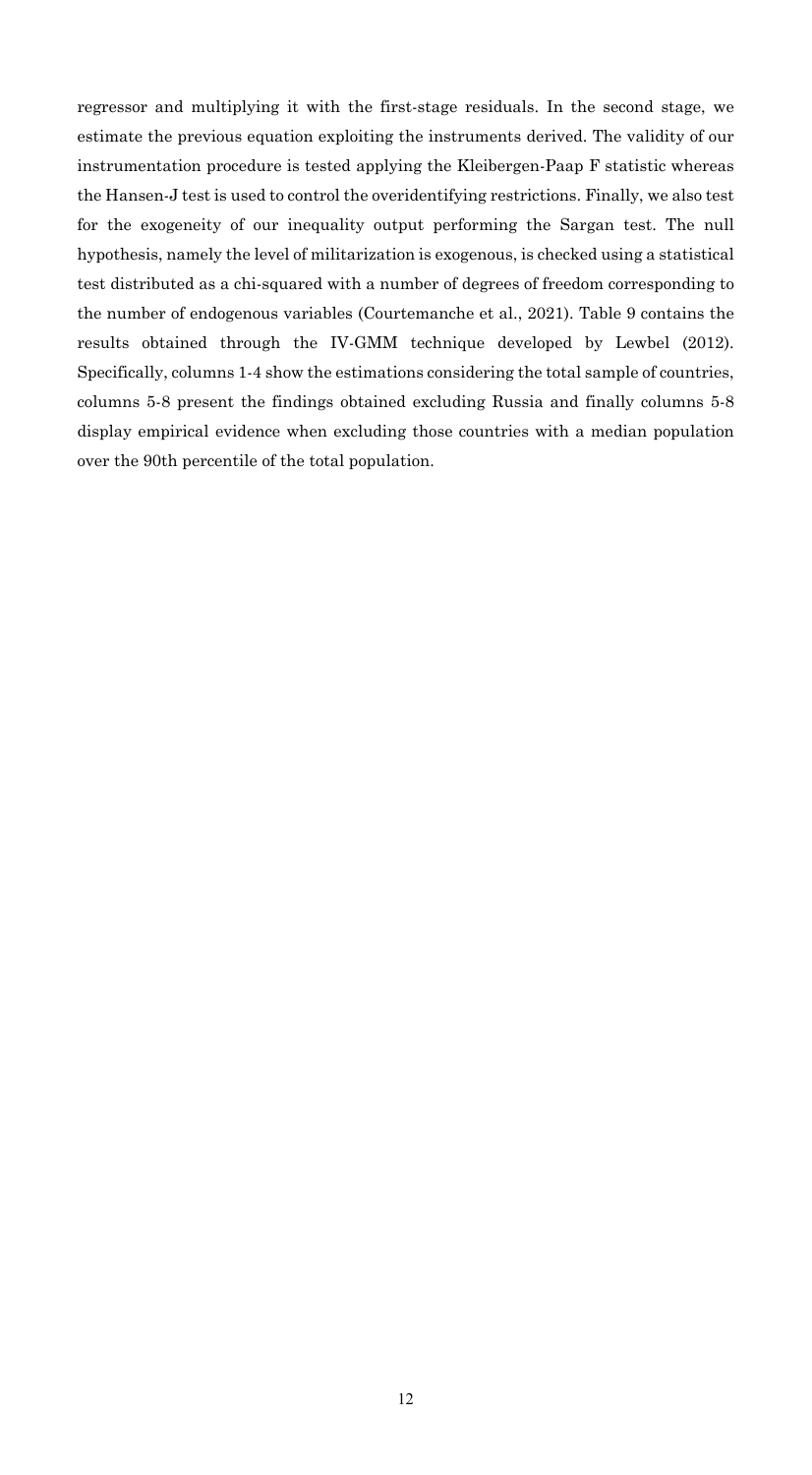regressor and multiplying it with the first-stage residuals. In the second stage, we estimate the previous equation exploiting the instruments derived. The validity of our instrumentation procedure is tested applying the Kleibergen-Paap F statistic whereas the Hansen-J test is used to control the overidentifying restrictions. Finally, we also test for the exogeneity of our inequality output performing the Sargan test. The null hypothesis, namely the level of militarization is exogenous, is checked using a statistical test distributed as a chi-squared with a number of degrees of freedom corresponding to the number of endogenous variables (Courtemanche et al., 2021). Table 9 contains the results obtained through the IV-GMM technique developed by Lewbel (2012). Specifically, columns 1-4 show the estimations considering the total sample of countries, columns 5-8 present the findings obtained excluding Russia and finally columns 5-8 display empirical evidence when excluding those countries with a median population over the 90th percentile of the total population.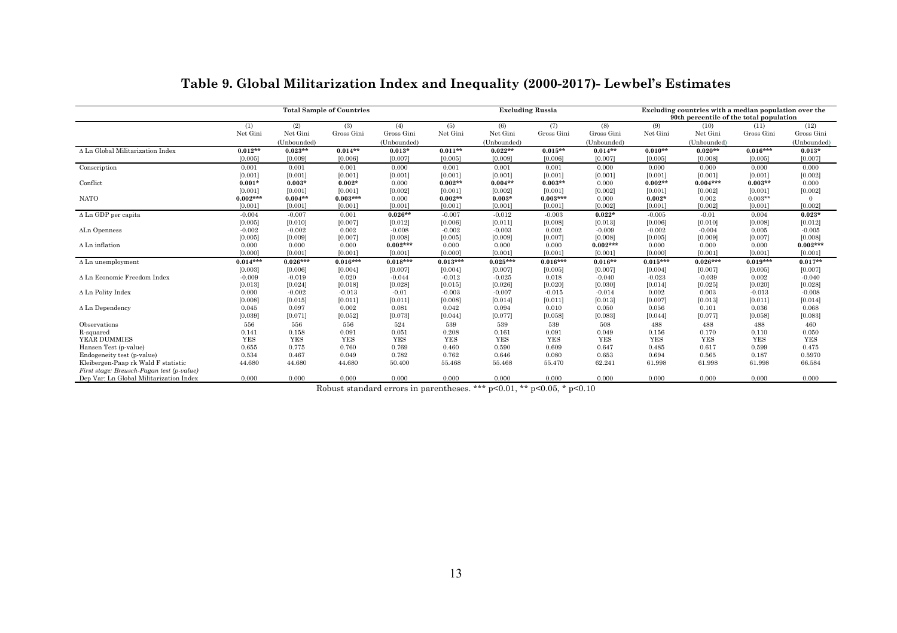# Table 9. Global Militarization Index and Inequality (2000-2017)- Lewbel's Estimates

| | Total Sample of Countries | | | | Excluding Russia | | | | Excluding countries with a median population over the 90th percentile of the total population | | | |
|---|---|---|---|---|---|---|---|---|---|---|---|---|
| | (1) | (2) | (3) | (4) | (5) | (6) | (7) | (8) | (9) | (10) | (11) | (12) |
| | Net Gini | Net Gini (Unbounded) | Gross Gini | Gross Gini (Unbounded) | Net Gini | Net Gini (Unbounded) | Gross Gini | Gross Gini (Unbounded) | Net Gini | Net Gini (Unbounded) | Gross Gini | Gross Gini (Unbounded) |
| Δ Ln Global Militarization Index | **0.012\*\*** | **0.023\*\*** | **0.014\*\*** | **0.013\*** | **0.011\*\*** | **0.022\*\*** | **0.015\*\*** | **0.014\*\*** | **0.010\*\*** | **0.020\*\*** | **0.016\*\*\*** | **0.013\*** |
| | [0.005] | [0.009] | [0.006] | [0.007] | [0.005] | [0.009] | [0.006] | [0.007] | [0.005] | [0.008] | [0.005] | [0.007] |
| Conscription | 0.001 | 0.001 | 0.001 | 0.000 | 0.001 | 0.001 | 0.001 | 0.000 | 0.000 | 0.000 | 0.000 | 0.000 |
| | [0.001] | [0.001] | [0.001] | [0.001] | [0.001] | [0.001] | [0.001] | [0.001] | [0.001] | [0.001] | [0.001] | [0.002] |
| Conflict | **0.001\*** | **0.003\*** | **0.002\*** | 0.000 | **0.002\*\*** | **0.004\*\*** | **0.003\*\*** | 0.000 | **0.002\*\*** | **0.004\*\*\*** | **0.003\*\*** | 0.000 |
| | [0.001] | [0.001] | [0.001] | [0.002] | [0.001] | [0.002] | [0.001] | [0.002] | [0.001] | [0.002] | [0.001] | [0.002] |
| NATO | **0.002\*\*\*** | **0.004\*\*** | **0.003\*\*\*** | 0.000 | **0.002\*\*** | **0.003\*** | **0.003\*\*\*** | 0.000 | **0.002\*** | 0.002 | 0.003\*\* | 0 |
| | [0.001] | [0.001] | [0.001] | [0.001] | [0.001] | [0.001] | [0.001] | [0.002] | [0.001] | [0.002] | [0.001] | [0.002] |
| Δ Ln GDP per capita | -0.004 | -0.007 | 0.001 | **0.026\*\*** | -0.007 | -0.012 | -0.003 | **0.022\*** | -0.005 | -0.01 | 0.004 | **0.023\*** |
| | [0.005] | [0.010] | [0.007] | [0.012] | [0.006] | [0.011] | [0.008] | [0.013] | [0.006] | [0.010] | [0.008] | [0.012] |
| ΔLn Openness | -0.002 | -0.002 | 0.002 | -0.008 | -0.002 | -0.003 | 0.002 | -0.009 | -0.002 | -0.004 | 0.005 | -0.005 |
| | [0.005] | [0.009] | [0.007] | [0.008] | [0.005] | [0.009] | [0.007] | [0.008] | [0.005] | [0.009] | [0.007] | [0.008] |
| Δ Ln inflation | 0.000 | 0.000 | 0.000 | **0.002\*\*\*** | 0.000 | 0.000 | 0.000 | **0.002\*\*\*** | 0.000 | 0.000 | 0.000 | **0.002\*\*\*** |
| | [0.000] | [0.001] | [0.001] | [0.001] | [0.000] | [0.001] | [0.001] | [0.001] | [0.000] | [0.001] | [0.001] | [0.001] |
| Δ Ln unemployment | **0.014\*\*\*** | **0.026\*\*\*** | **0.016\*\*\*** | **0.018\*\*\*** | **0.013\*\*\*** | **0.025\*\*\*** | **0.016\*\*\*** | **0.016\*\*** | **0.015\*\*\*** | **0.026\*\*\*** | **0.019\*\*\*** | **0.017\*\*** |
| | [0.003] | [0.006] | [0.004] | [0.007] | [0.004] | [0.007] | [0.005] | [0.007] | [0.004] | [0.007] | [0.005] | [0.007] |
| Δ Ln Economic Freedom Index | -0.009 | -0.019 | 0.020 | -0.044 | -0.012 | -0.025 | 0.018 | -0.040 | -0.023 | -0.039 | 0.002 | -0.040 |
| | [0.013] | [0.024] | [0.018] | [0.028] | [0.015] | [0.026] | [0.020] | [0.030] | [0.014] | [0.025] | [0.020] | [0.028] |
| Δ Ln Polity Index | 0.000 | -0.002 | -0.013 | -0.01 | -0.003 | -0.007 | -0.015 | -0.014 | 0.002 | 0.003 | -0.013 | -0.008 |
| | [0.008] | [0.015] | [0.011] | [0.011] | [0.008] | [0.014] | [0.011] | [0.013] | [0.007] | [0.013] | [0.011] | [0.014] |
| Δ Ln Dependency | 0.045 | 0.097 | 0.002 | 0.081 | 0.042 | 0.094 | 0.010 | 0.050 | 0.056 | 0.101 | 0.036 | 0.068 |
| | [0.039] | [0.071] | [0.052] | [0.073] | [0.044] | [0.077] | [0.058] | [0.083] | [0.044] | [0.077] | [0.058] | [0.083] |
| Observations | 556 | 556 | 556 | 524 | 539 | 539 | 539 | 508 | 488 | 488 | 488 | 460 |
| R-squared | 0.141 | 0.158 | 0.091 | 0.051 | 0.208 | 0.161 | 0.091 | 0.049 | 0.156 | 0.170 | 0.110 | 0.050 |
| YEAR DUMMIES | YES | YES | YES | YES | YES | YES | YES | YES | YES | YES | YES | YES |
| Hansen Test (p-value) | 0.655 | 0.775 | 0.760 | 0.769 | 0.460 | 0.590 | 0.609 | 0.647 | 0.485 | 0.617 | 0.599 | 0.475 |
| Endogeneity test (p-value) | 0.534 | 0.467 | 0.049 | 0.782 | 0.762 | 0.646 | 0.080 | 0.653 | 0.694 | 0.565 | 0.187 | 0.5970 |
| Kleibergen-Paap rk Wald F statistic | 44.680 | 44.680 | 44.680 | 50.400 | 55.468 | 55.468 | 55.470 | 62.241 | 61.998 | 61.998 | 61.998 | 66.584 |
| *First stage: Breusch-Pagan test (p-value)* | | | | | | | | | | | | |
| Dep Var: Ln Global Militarization Index | 0.000 | 0.000 | 0.000 | 0.000 | 0.000 | 0.000 | 0.000 | 0.000 | 0.000 | 0.000 | 0.000 | 0.000 |

Robust standard errors in parentheses. \*\*\* $p<0.01$, \*\* $p<0.05$, \* $p<0.10$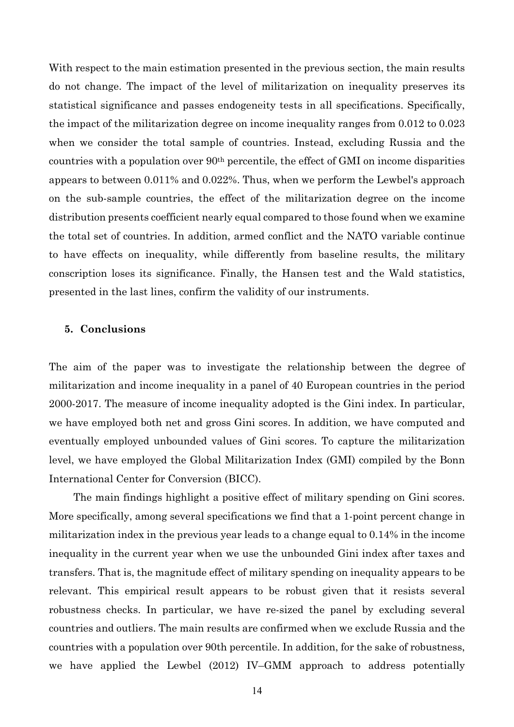With respect to the main estimation presented in the previous section, the main results do not change. The impact of the level of militarization on inequality preserves its statistical significance and passes endogeneity tests in all specifications. Specifically, the impact of the militarization degree on income inequality ranges from 0.012 to 0.023 when we consider the total sample of countries. Instead, excluding Russia and the countries with a population over 90th percentile, the effect of GMI on income disparities appears to between 0.011% and 0.022%. Thus, when we perform the Lewbel's approach on the sub-sample countries, the effect of the militarization degree on the income distribution presents coefficient nearly equal compared to those found when we examine the total set of countries. In addition, armed conflict and the NATO variable continue to have effects on inequality, while differently from baseline results, the military conscription loses its significance. Finally, the Hansen test and the Wald statistics, presented in the last lines, confirm the validity of our instruments.

## 5. Conclusions

The aim of the paper was to investigate the relationship between the degree of militarization and income inequality in a panel of 40 European countries in the period 2000-2017. The measure of income inequality adopted is the Gini index. In particular, we have employed both net and gross Gini scores. In addition, we have computed and eventually employed unbounded values of Gini scores. To capture the militarization level, we have employed the Global Militarization Index (GMI) compiled by the Bonn International Center for Conversion (BICC).

The main findings highlight a positive effect of military spending on Gini scores. More specifically, among several specifications we find that a 1-point percent change in militarization index in the previous year leads to a change equal to 0.14% in the income inequality in the current year when we use the unbounded Gini index after taxes and transfers. That is, the magnitude effect of military spending on inequality appears to be relevant. This empirical result appears to be robust given that it resists several robustness checks. In particular, we have re-sized the panel by excluding several countries and outliers. The main results are confirmed when we exclude Russia and the countries with a population over 90th percentile. In addition, for the sake of robustness, we have applied the Lewbel (2012) IV–GMM approach to address potentially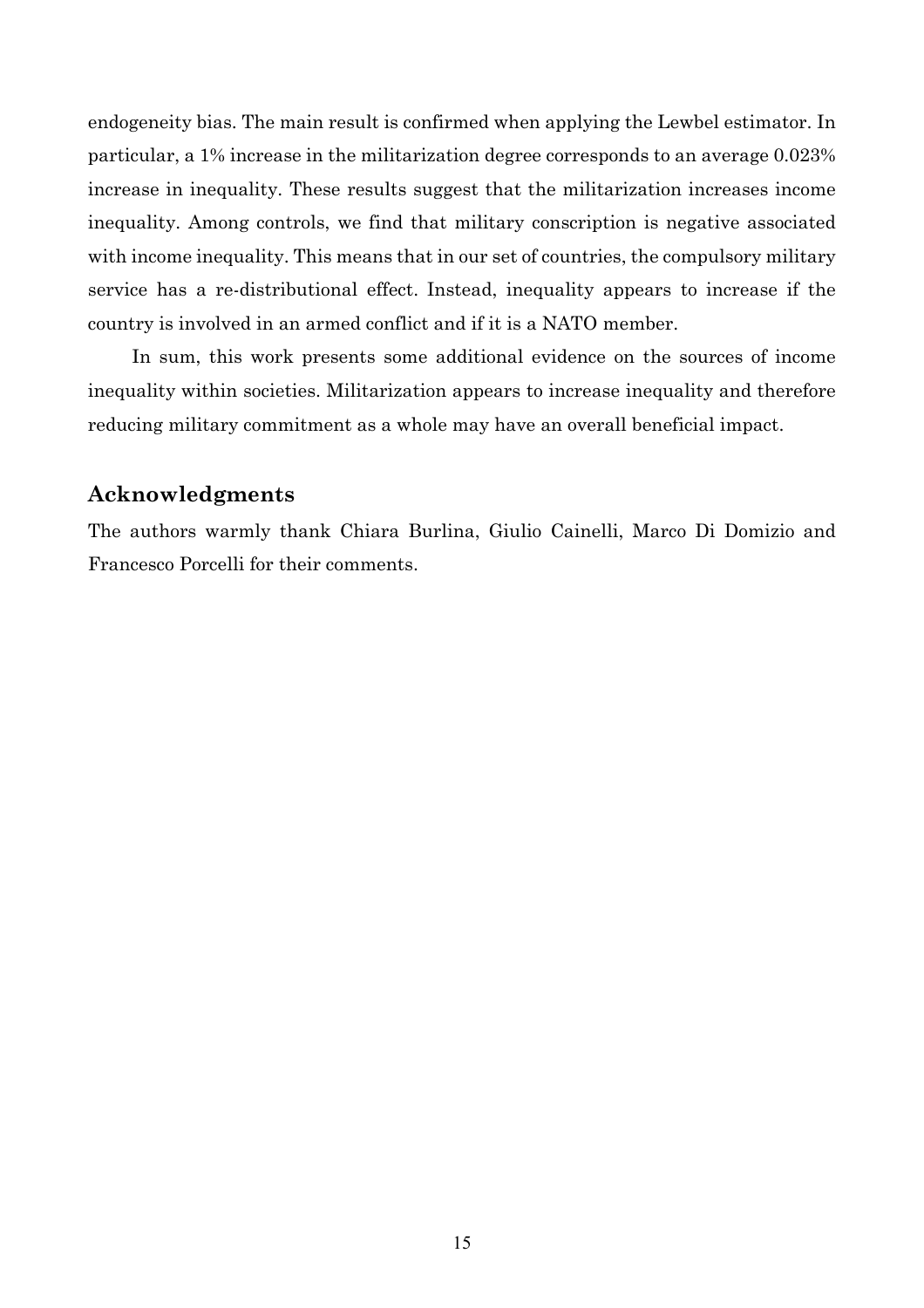endogeneity bias. The main result is confirmed when applying the Lewbel estimator. In particular, a 1% increase in the militarization degree corresponds to an average 0.023% increase in inequality. These results suggest that the militarization increases income inequality. Among controls, we find that military conscription is negative associated with income inequality. This means that in our set of countries, the compulsory military service has a re-distributional effect. Instead, inequality appears to increase if the country is involved in an armed conflict and if it is a NATO member.

In sum, this work presents some additional evidence on the sources of income inequality within societies. Militarization appears to increase inequality and therefore reducing military commitment as a whole may have an overall beneficial impact.

## Acknowledgments

The authors warmly thank Chiara Burlina, Giulio Cainelli, Marco Di Domizio and Francesco Porcelli for their comments.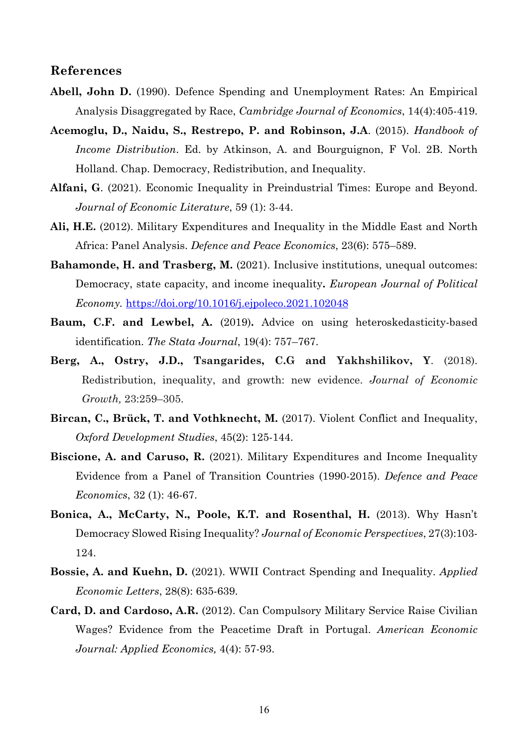## References

**Abell, John D.** (1990). Defence Spending and Unemployment Rates: An Empirical Analysis Disaggregated by Race, *Cambridge Journal of Economics*, 14(4):405-419.

**Acemoglu, D., Naidu, S., Restrepo, P. and Robinson, J.A**. (2015). *Handbook of Income Distribution*. Ed. by Atkinson, A. and Bourguignon, F Vol. 2B. North Holland. Chap. Democracy, Redistribution, and Inequality.

**Alfani, G**. (2021). Economic Inequality in Preindustrial Times: Europe and Beyond. *Journal of Economic Literature*, 59 (1): 3-44.

**Ali, H.E.** (2012). Military Expenditures and Inequality in the Middle East and North Africa: Panel Analysis. *Defence and Peace Economics*, 23(6): 575–589.

**Bahamonde, H. and Trasberg, M.** (2021). Inclusive institutions, unequal outcomes: Democracy, state capacity, and income inequality**.** *European Journal of Political Economy.* https://doi.org/10.1016/j.ejpoleco.2021.102048

**Baum, C.F. and Lewbel, A.** (2019)**.** Advice on using heteroskedasticity-based identification. *The Stata Journal*, 19(4): 757–767.

**Berg, A., Ostry, J.D., Tsangarides, C.G and Yakhshilikov, Y**. (2018). Redistribution, inequality, and growth: new evidence. *Journal of Economic Growth,* 23:259–305.

**Bircan, C., Brück, T. and Vothknecht, M.** (2017). Violent Conflict and Inequality, *Oxford Development Studies*, 45(2): 125-144.

**Biscione, A. and Caruso, R.** (2021). Military Expenditures and Income Inequality Evidence from a Panel of Transition Countries (1990-2015). *Defence and Peace Economics*, 32 (1): 46-67.

**Bonica, A., McCarty, N., Poole, K.T. and Rosenthal, H.** (2013). Why Hasn't Democracy Slowed Rising Inequality? *Journal of Economic Perspectives*, 27(3):103-124.

**Bossie, A. and Kuehn, D.** (2021). WWII Contract Spending and Inequality. *Applied Economic Letters*, 28(8): 635-639.

**Card, D. and Cardoso, A.R.** (2012). Can Compulsory Military Service Raise Civilian Wages? Evidence from the Peacetime Draft in Portugal. *American Economic Journal: Applied Economics,* 4(4): 57-93.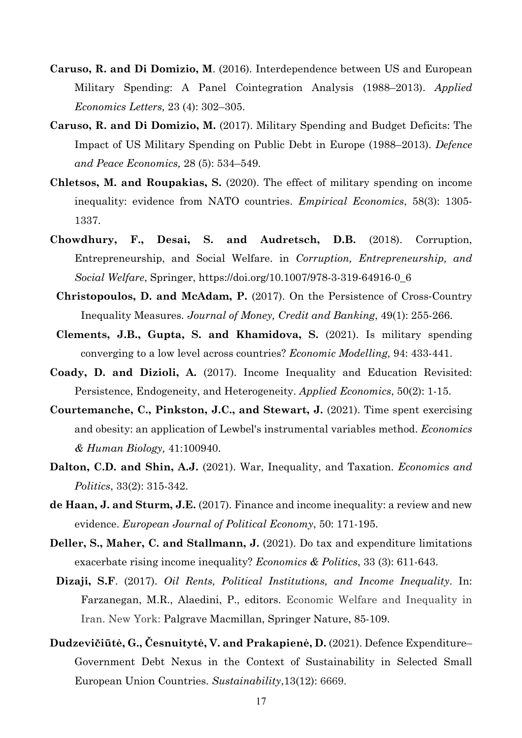**Caruso, R. and Di Domizio, M**. (2016). Interdependence between US and European Military Spending: A Panel Cointegration Analysis (1988–2013). *Applied Economics Letters,* 23 (4): 302–305.

**Caruso, R. and Di Domizio, M.** (2017). Military Spending and Budget Deficits: The Impact of US Military Spending on Public Debt in Europe (1988–2013). *Defence and Peace Economics,* 28 (5): 534–549.

**Chletsos, M. and Roupakias, S.** (2020). The effect of military spending on income inequality: evidence from NATO countries. *Empirical Economics*, 58(3): 1305-1337.

**Chowdhury, F., Desai, S. and Audretsch, D.B.** (2018). Corruption, Entrepreneurship, and Social Welfare. in *Corruption, Entrepreneurship, and Social Welfare*, Springer, https://doi.org/10.1007/978-3-319-64916-0_6

**Christopoulos, D. and McAdam, P.** (2017). On the Persistence of Cross-Country Inequality Measures. *Journal of Money, Credit and Banking*, 49(1): 255-266.

**Clements, J.B., Gupta, S. and Khamidova, S.** (2021). Is military spending converging to a low level across countries? *Economic Modelling,* 94: 433-441.

**Coady, D. and Dizioli, A.** (2017). Income Inequality and Education Revisited: Persistence, Endogeneity, and Heterogeneity. *Applied Economics*, 50(2): 1-15.

**Courtemanche, C., Pinkston, J.C., and Stewart, J.** (2021). Time spent exercising and obesity: an application of Lewbel's instrumental variables method. *Economics & Human Biology,* 41:100940.

**Dalton, C.D. and Shin, A.J.** (2021). War, Inequality, and Taxation. *Economics and Politics*, 33(2): 315-342.

**de Haan, J. and Sturm, J.E.** (2017). Finance and income inequality: a review and new evidence. *European Journal of Political Economy*, 50: 171-195.

**Deller, S., Maher, C. and Stallmann, J.** (2021). Do tax and expenditure limitations exacerbate rising income inequality? *Economics & Politics*, 33 (3): 611-643.

**Dizaji, S.F**. (2017). *Oil Rents, Political Institutions, and Income Inequality*. In: Farzanegan, M.R., Alaedini, P., editors. Economic Welfare and Inequality in Iran. New York: Palgrave Macmillan, Springer Nature, 85-109.

**Dudzevičiūtė, G., Česnuitytė, V. and Prakapienė, D.** (2021). Defence Expenditure–Government Debt Nexus in the Context of Sustainability in Selected Small European Union Countries. *Sustainability*,13(12): 6669.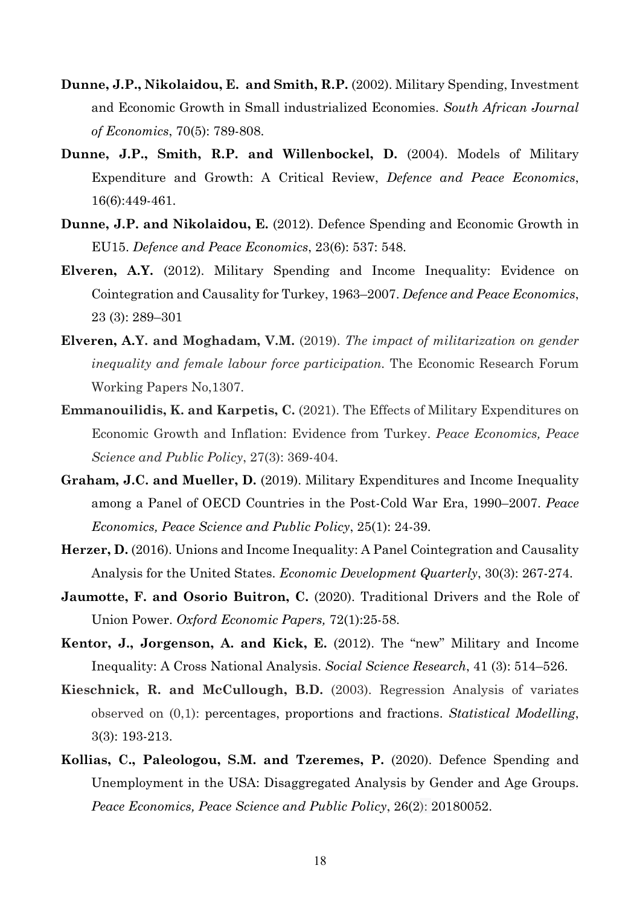**Dunne, J.P., Nikolaidou, E. and Smith, R.P.** (2002). Military Spending, Investment and Economic Growth in Small industrialized Economies. *South African Journal of Economics*, 70(5): 789-808.

**Dunne, J.P., Smith, R.P. and Willenbockel, D.** (2004). Models of Military Expenditure and Growth: A Critical Review, *Defence and Peace Economics*, 16(6):449-461.

**Dunne, J.P. and Nikolaidou, E.** (2012). Defence Spending and Economic Growth in EU15. *Defence and Peace Economics*, 23(6): 537: 548.

**Elveren, A.Y.** (2012). Military Spending and Income Inequality: Evidence on Cointegration and Causality for Turkey, 1963–2007. *Defence and Peace Economics*, 23 (3): 289–301

**Elveren, A.Y. and Moghadam, V.M.** (2019). *The impact of militarization on gender inequality and female labour force participation.* The Economic Research Forum Working Papers No,1307.

**Emmanouilidis, K. and Karpetis, C.** (2021). The Effects of Military Expenditures on Economic Growth and Inflation: Evidence from Turkey. *Peace Economics, Peace Science and Public Policy*, 27(3): 369-404.

**Graham, J.C. and Mueller, D.** (2019). Military Expenditures and Income Inequality among a Panel of OECD Countries in the Post-Cold War Era, 1990–2007. *Peace Economics, Peace Science and Public Policy*, 25(1): 24-39.

**Herzer, D.** (2016). Unions and Income Inequality: A Panel Cointegration and Causality Analysis for the United States. *Economic Development Quarterly*, 30(3): 267-274.

**Jaumotte, F. and Osorio Buitron, C.** (2020). Traditional Drivers and the Role of Union Power. *Oxford Economic Papers,* 72(1):25-58.

**Kentor, J., Jorgenson, A. and Kick, E.** (2012). The "new" Military and Income Inequality: A Cross National Analysis. *Social Science Research*, 41 (3): 514–526.

**Kieschnick, R. and McCullough, B.D.** (2003). Regression Analysis of variates observed on (0,1): percentages, proportions and fractions. *Statistical Modelling*, 3(3): 193-213.

**Kollias, C., Paleologou, S.M. and Tzeremes, P.** (2020). Defence Spending and Unemployment in the USA: Disaggregated Analysis by Gender and Age Groups. *Peace Economics, Peace Science and Public Policy*, 26(2): 20180052.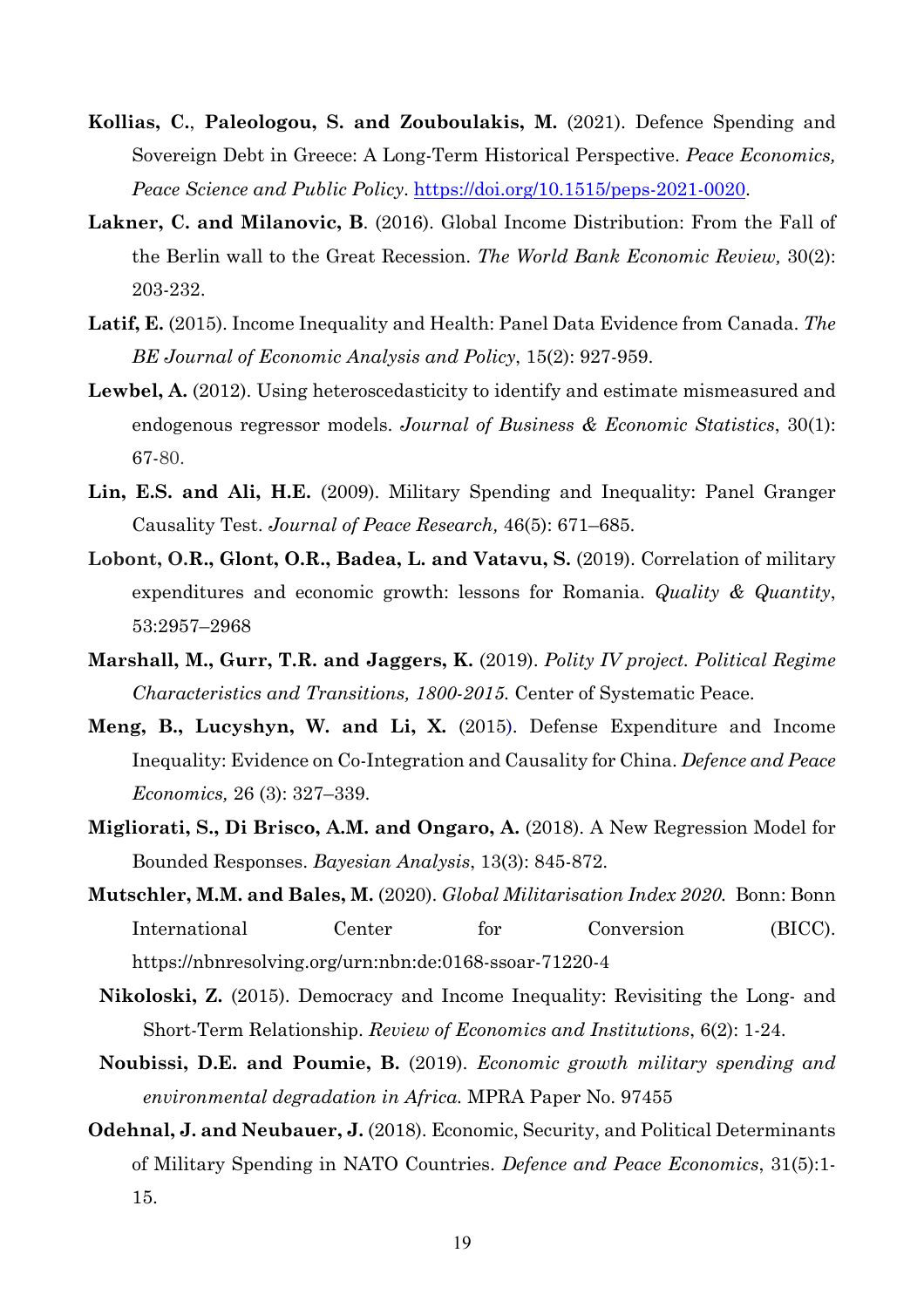**Kollias, C.**, **Paleologou, S. and Zouboulakis, M.** (2021). Defence Spending and Sovereign Debt in Greece: A Long-Term Historical Perspective. *Peace Economics, Peace Science and Public Policy*. https://doi.org/10.1515/peps-2021-0020.

**Lakner, C. and Milanovic, B**. (2016). Global Income Distribution: From the Fall of the Berlin wall to the Great Recession. *The World Bank Economic Review,* 30(2): 203-232.

**Latif, E.** (2015). Income Inequality and Health: Panel Data Evidence from Canada. *The BE Journal of Economic Analysis and Policy*, 15(2): 927-959.

**Lewbel, A.** (2012). Using heteroscedasticity to identify and estimate mismeasured and endogenous regressor models. *Journal of Business & Economic Statistics*, 30(1): 67-80.

**Lin, E.S. and Ali, H.E.** (2009). Military Spending and Inequality: Panel Granger Causality Test. *Journal of Peace Research,* 46(5): 671–685.

**Lobont, O.R., Glont, O.R., Badea, L. and Vatavu, S.** (2019). Correlation of military expenditures and economic growth: lessons for Romania. *Quality & Quantity*, 53:2957–2968

**Marshall, M., Gurr, T.R. and Jaggers, K.** (2019). *Polity IV project. Political Regime Characteristics and Transitions, 1800-2015.* Center of Systematic Peace.

**Meng, B., Lucyshyn, W. and Li, X.** (2015). Defense Expenditure and Income Inequality: Evidence on Co-Integration and Causality for China. *Defence and Peace Economics,* 26 (3): 327–339.

**Migliorati, S., Di Brisco, A.M. and Ongaro, A.** (2018). A New Regression Model for Bounded Responses. *Bayesian Analysis*, 13(3): 845-872.

**Mutschler, M.M. and Bales, M.** (2020). *Global Militarisation Index 2020.* Bonn: Bonn International Center for Conversion (BICC). https://nbnresolving.org/urn:nbn:de:0168-ssoar-71220-4

**Nikoloski, Z.** (2015). Democracy and Income Inequality: Revisiting the Long- and Short-Term Relationship. *Review of Economics and Institutions*, 6(2): 1-24.

**Noubissi, D.E. and Poumie, B.** (2019). *Economic growth military spending and environmental degradation in Africa.* MPRA Paper No. 97455

**Odehnal, J. and Neubauer, J.** (2018). Economic, Security, and Political Determinants of Military Spending in NATO Countries. *Defence and Peace Economics*, 31(5):1-15.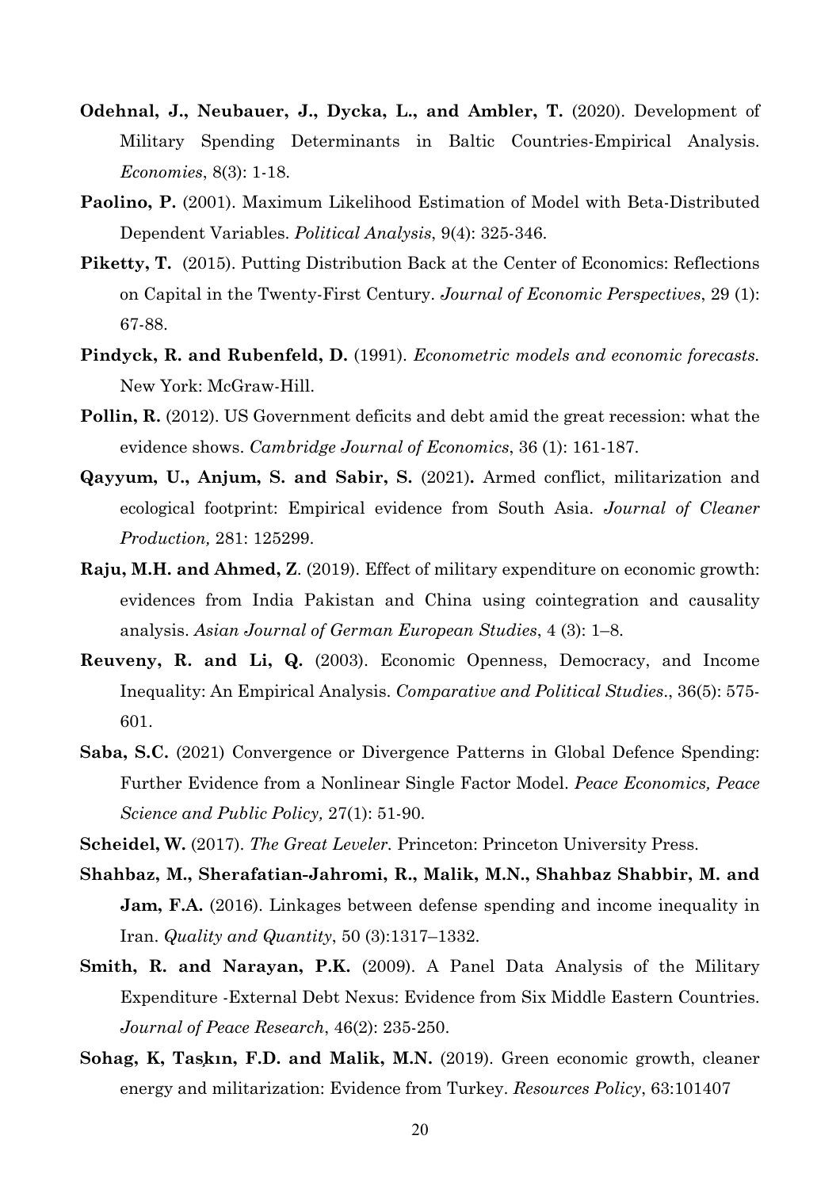**Odehnal, J., Neubauer, J., Dycka, L., and Ambler, T.** (2020). Development of Military Spending Determinants in Baltic Countries-Empirical Analysis. *Economies*, 8(3): 1-18.

**Paolino, P.** (2001). Maximum Likelihood Estimation of Model with Beta-Distributed Dependent Variables. *Political Analysis*, 9(4): 325-346.

**Piketty, T.** (2015). Putting Distribution Back at the Center of Economics: Reflections on Capital in the Twenty-First Century. *Journal of Economic Perspectives*, 29 (1): 67-88.

**Pindyck, R. and Rubenfeld, D.** (1991). *Econometric models and economic forecasts.* New York: McGraw-Hill.

**Pollin, R.** (2012). US Government deficits and debt amid the great recession: what the evidence shows. *Cambridge Journal of Economics*, 36 (1): 161-187.

**Qayyum, U., Anjum, S. and Sabir, S.** (2021). Armed conflict, militarization and ecological footprint: Empirical evidence from South Asia. *Journal of Cleaner Production,* 281: 125299.

**Raju, M.H. and Ahmed, Z**. (2019). Effect of military expenditure on economic growth: evidences from India Pakistan and China using cointegration and causality analysis. *Asian Journal of German European Studies*, 4 (3): 1–8.

**Reuveny, R. and Li, Q.** (2003). Economic Openness, Democracy, and Income Inequality: An Empirical Analysis. *Comparative and Political Studies*., 36(5): 575-601.

**Saba, S.C.** (2021) Convergence or Divergence Patterns in Global Defence Spending: Further Evidence from a Nonlinear Single Factor Model. *Peace Economics, Peace Science and Public Policy,* 27(1): 51-90.

**Scheidel, W.** (2017). *The Great Leveler.* Princeton: Princeton University Press.

**Shahbaz, M., Sherafatian-Jahromi, R., Malik, M.N., Shahbaz Shabbir, M. and Jam, F.A.** (2016). Linkages between defense spending and income inequality in Iran. *Quality and Quantity*, 50 (3):1317–1332.

**Smith, R. and Narayan, P.K.** (2009). A Panel Data Analysis of the Military Expenditure -External Debt Nexus: Evidence from Six Middle Eastern Countries. *Journal of Peace Research*, 46(2): 235-250.

**Sohag, K, Taşkın, F.D. and Malik, M.N.** (2019). Green economic growth, cleaner energy and militarization: Evidence from Turkey. *Resources Policy*, 63:101407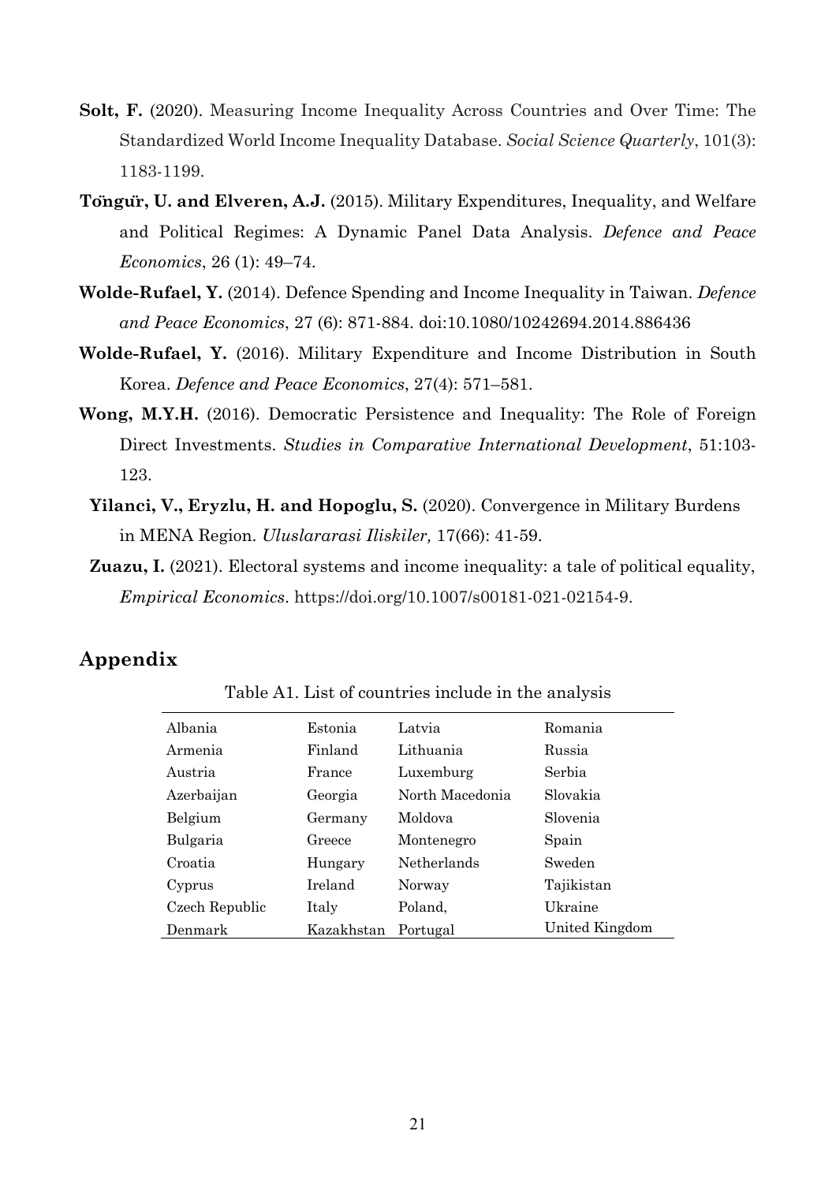**Solt, F.** (2020). Measuring Income Inequality Across Countries and Over Time: The Standardized World Income Inequality Database. *Social Science Quarterly*, 101(3): 1183-1199.

**Töngür, U. and Elveren, A.J.** (2015). Military Expenditures, Inequality, and Welfare and Political Regimes: A Dynamic Panel Data Analysis. *Defence and Peace Economics*, 26 (1): 49–74.

**Wolde-Rufael, Y.** (2014). Defence Spending and Income Inequality in Taiwan. *Defence and Peace Economics*, 27 (6): 871-884. doi:10.1080/10242694.2014.886436

**Wolde-Rufael, Y.** (2016). Military Expenditure and Income Distribution in South Korea. *Defence and Peace Economics*, 27(4): 571–581.

**Wong, M.Y.H.** (2016). Democratic Persistence and Inequality: The Role of Foreign Direct Investments. *Studies in Comparative International Development*, 51:103-123.

**Yilanci, V., Eryzlu, H. and Hopoglu, S.** (2020). Convergence in Military Burdens in MENA Region. *Uluslararasi Iliskiler,* 17(66): 41-59.

**Zuazu, I.** (2021). Electoral systems and income inequality: a tale of political equality, *Empirical Economics*. https://doi.org/10.1007/s00181-021-02154-9.

## Appendix

Table A1. List of countries include in the analysis

| | | | |
|---|---|---|---|
| Albania | Estonia | Latvia | Romania |
| Armenia | Finland | Lithuania | Russia |
| Austria | France | Luxemburg | Serbia |
| Azerbaijan | Georgia | North Macedonia | Slovakia |
| Belgium | Germany | Moldova | Slovenia |
| Bulgaria | Greece | Montenegro | Spain |
| Croatia | Hungary | Netherlands | Sweden |
| Cyprus | Ireland | Norway | Tajikistan |
| Czech Republic | Italy | Poland, | Ukraine |
| Denmark | Kazakhstan | Portugal | United Kingdom |